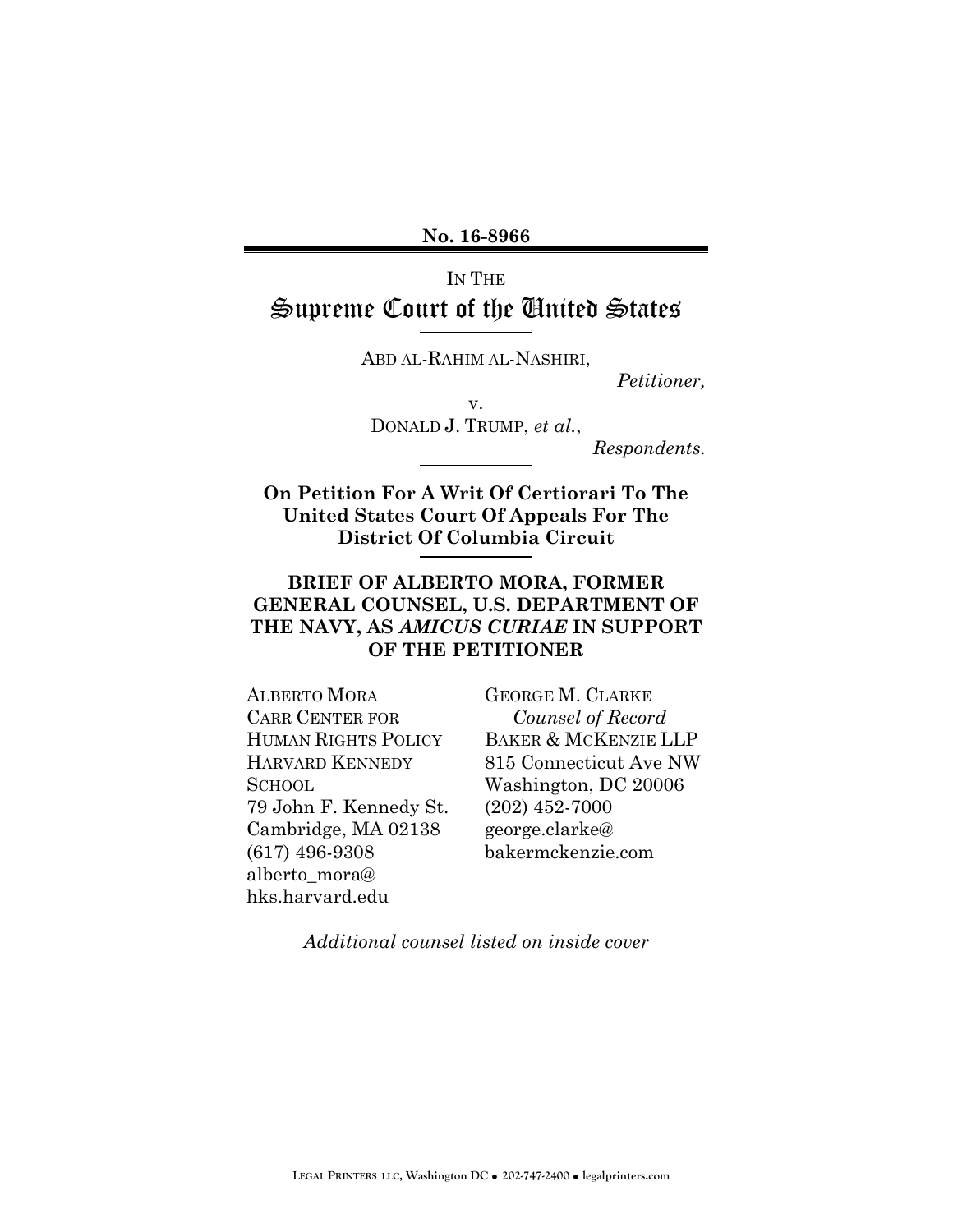**No. 16-8966**

IN THE

# Supreme Court of the United States

ABD AL-RAHIM AL-NASHIRI,

*Petitioner,*

v.

DONALD J. TRUMP, *et al.*,

*Respondents.*

**On Petition For A Writ Of Certiorari To The United States Court Of Appeals For The District Of Columbia Circuit**

## BRIEF OF ALBERTO MORA, FORMER GENERAL COUNSEL, U.S. DEPARTMENT OF THE NAVY, AS *AMICUS CURIAE* IN SUPPORT OF THE PETITIONER

ALBERTO MORA
CARR CENTER FOR HUMAN RIGHTS POLICY
HARVARD KENNEDY SCHOOL
79 John F. Kennedy St.
Cambridge, MA 02138
(617) 496-9308
alberto_mora@hks.harvard.edu

GEORGE M. CLARKE
*Counsel of Record*
BAKER & MCKENZIE LLP
815 Connecticut Ave NW
Washington, DC 20006
(202) 452-7000
george.clarke@bakermckenzie.com

*Additional counsel listed on inside cover*

LEGAL PRINTERS LLC, Washington DC • 202-747-2400 • legalprinters.com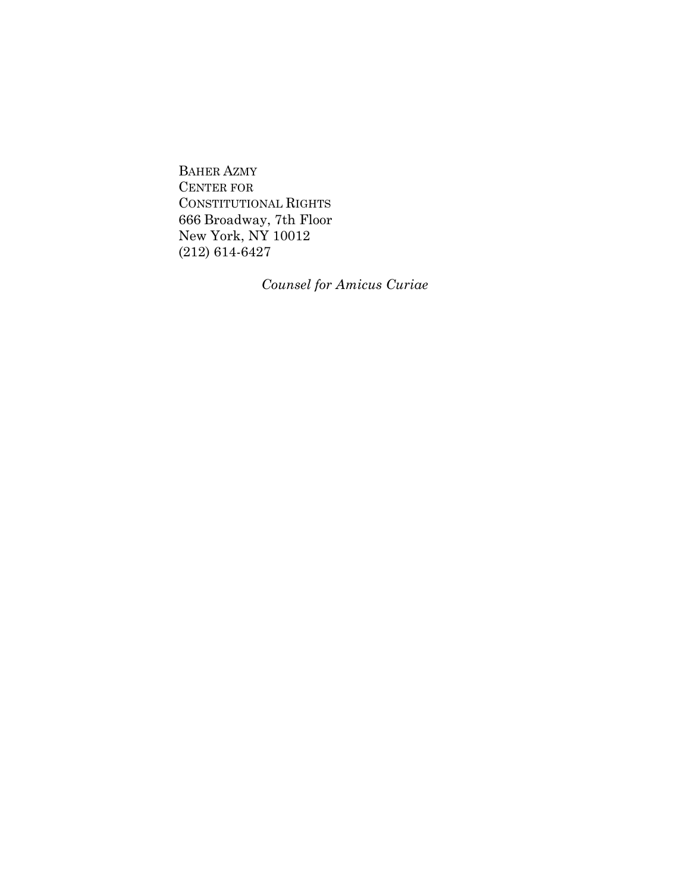BAHER AZMY
CENTER FOR
CONSTITUTIONAL RIGHTS
666 Broadway, 7th Floor
New York, NY 10012
(212) 614-6427

*Counsel for Amicus Curiae*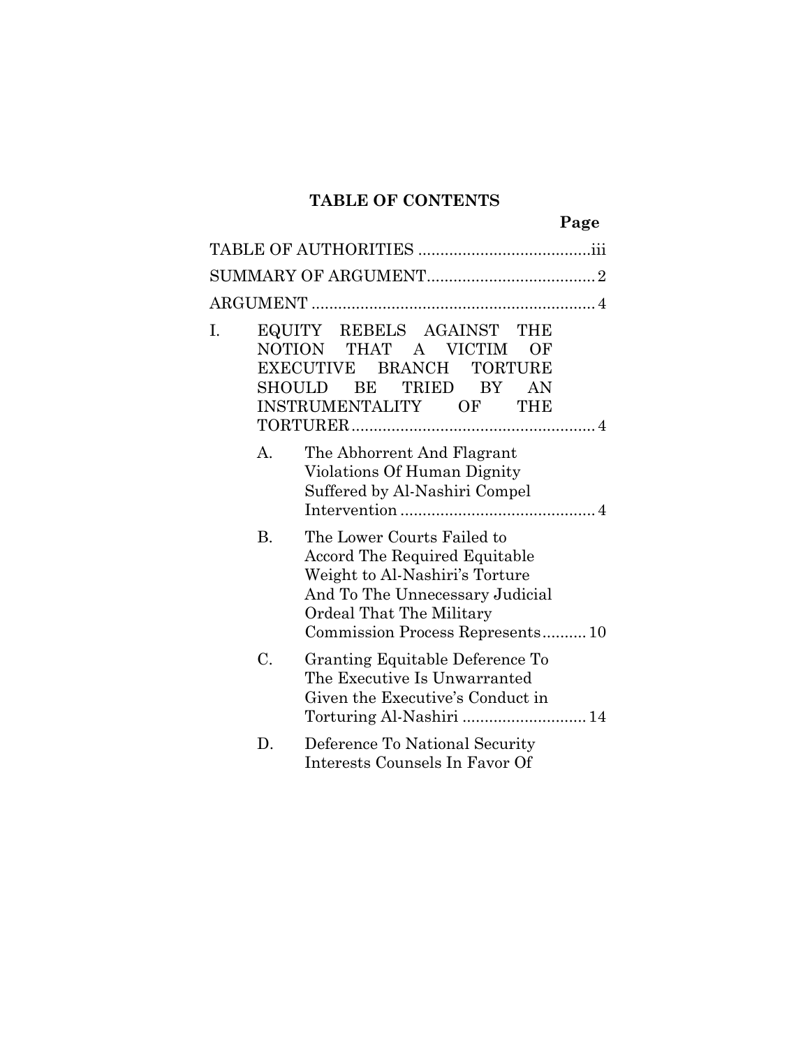## TABLE OF CONTENTS

| | Page |
|---|---|
| TABLE OF AUTHORITIES | iii |
| SUMMARY OF ARGUMENT | 2 |
| ARGUMENT | 4 |
| I. EQUITY REBELS AGAINST THE NOTION THAT A VICTIM OF EXECUTIVE BRANCH TORTURE SHOULD BE TRIED BY AN INSTRUMENTALITY OF THE TORTURER | 4 |
| A. The Abhorrent And Flagrant Violations Of Human Dignity Suffered by Al-Nashiri Compel Intervention | 4 |
| B. The Lower Courts Failed to Accord The Required Equitable Weight to Al-Nashiri's Torture And To The Unnecessary Judicial Ordeal That The Military Commission Process Represents | 10 |
| C. Granting Equitable Deference To The Executive Is Unwarranted Given the Executive's Conduct in Torturing Al-Nashiri | 14 |
| D. Deference To National Security Interests Counsels In Favor Of | |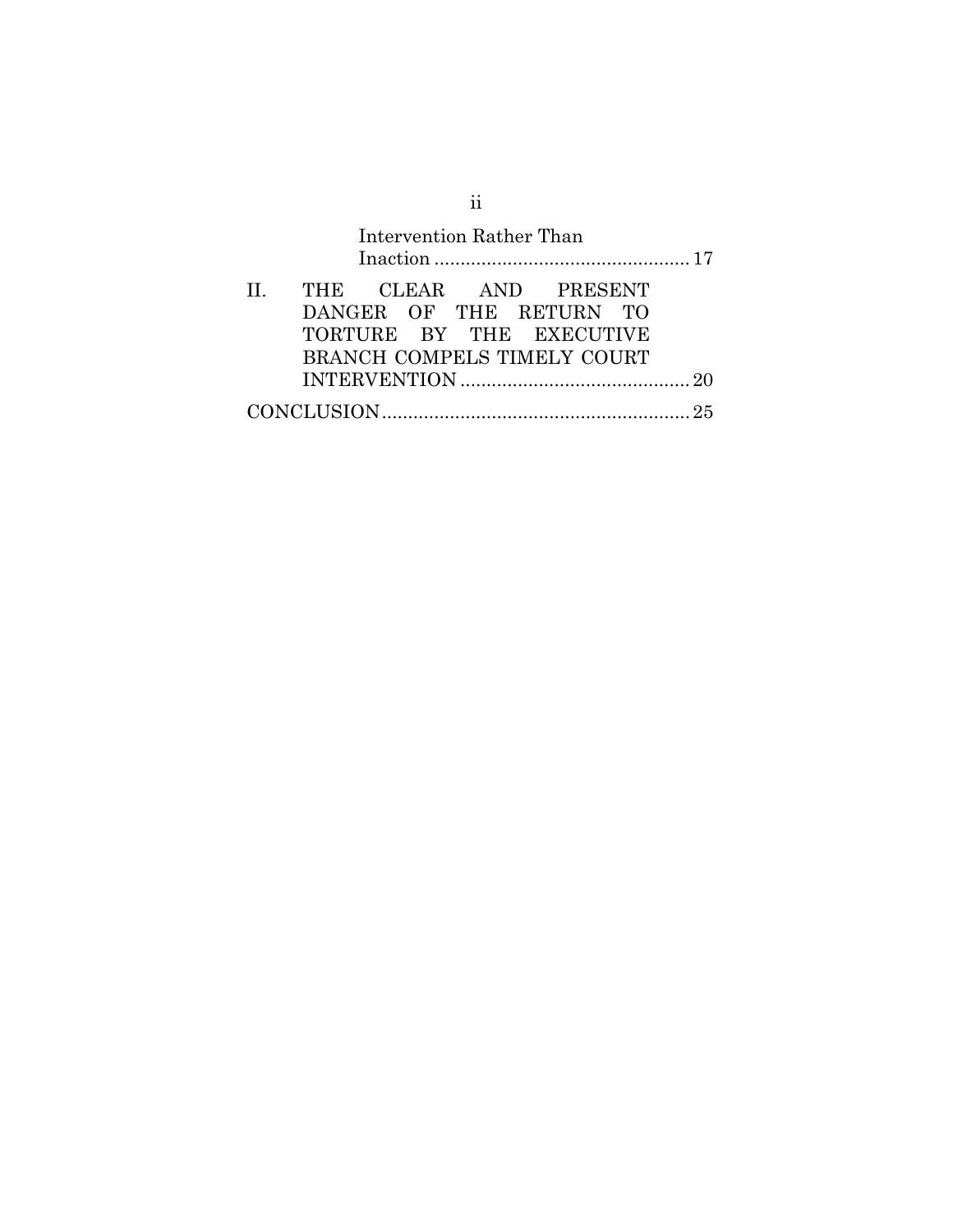Intervention Rather Than Inaction ................................................ 17

II. THE CLEAR AND PRESENT DANGER OF THE RETURN TO TORTURE BY THE EXECUTIVE BRANCH COMPELS TIMELY COURT INTERVENTION ........................................... 20

CONCLUSION .......................................................... 25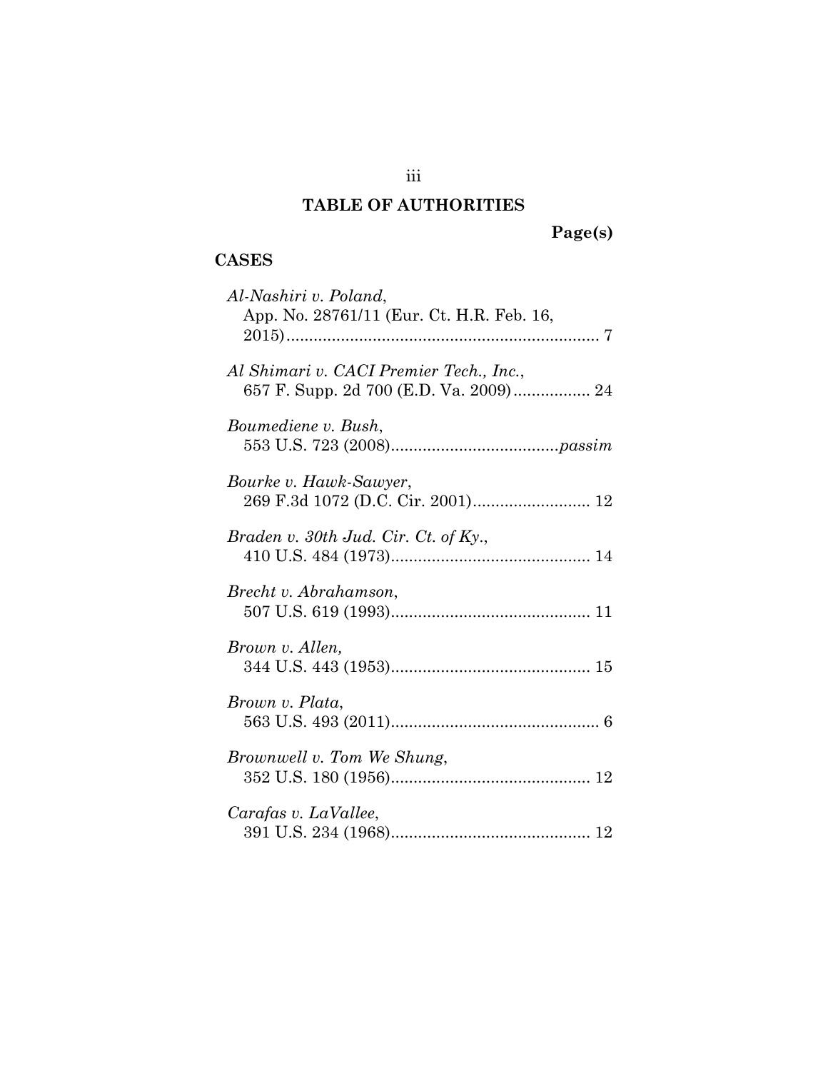## TABLE OF AUTHORITIES

**Page(s)**

### CASES

*Al-Nashiri v. Poland*,
App. No. 28761/11 (Eur. Ct. H.R. Feb. 16, 2015)....................................................................... 7

*Al Shimari v. CACI Premier Tech., Inc.*,
657 F. Supp. 2d 700 (E.D. Va. 2009)................. 24

*Boumediene v. Bush*,
553 U.S. 723 (2008).....................................*passim*

*Bourke v. Hawk-Sawyer*,
269 F.3d 1072 (D.C. Cir. 2001).......................... 12

*Braden v. 30th Jud. Cir. Ct. of Ky.*,
410 U.S. 484 (1973)............................................ 14

*Brecht v. Abrahamson*,
507 U.S. 619 (1993)............................................ 11

*Brown v. Allen*,
344 U.S. 443 (1953)............................................ 15

*Brown v. Plata*,
563 U.S. 493 (2011).............................................. 6

*Brownwell v. Tom We Shung*,
352 U.S. 180 (1956)............................................ 12

*Carafas v. LaVallee*,
391 U.S. 234 (1968)............................................ 12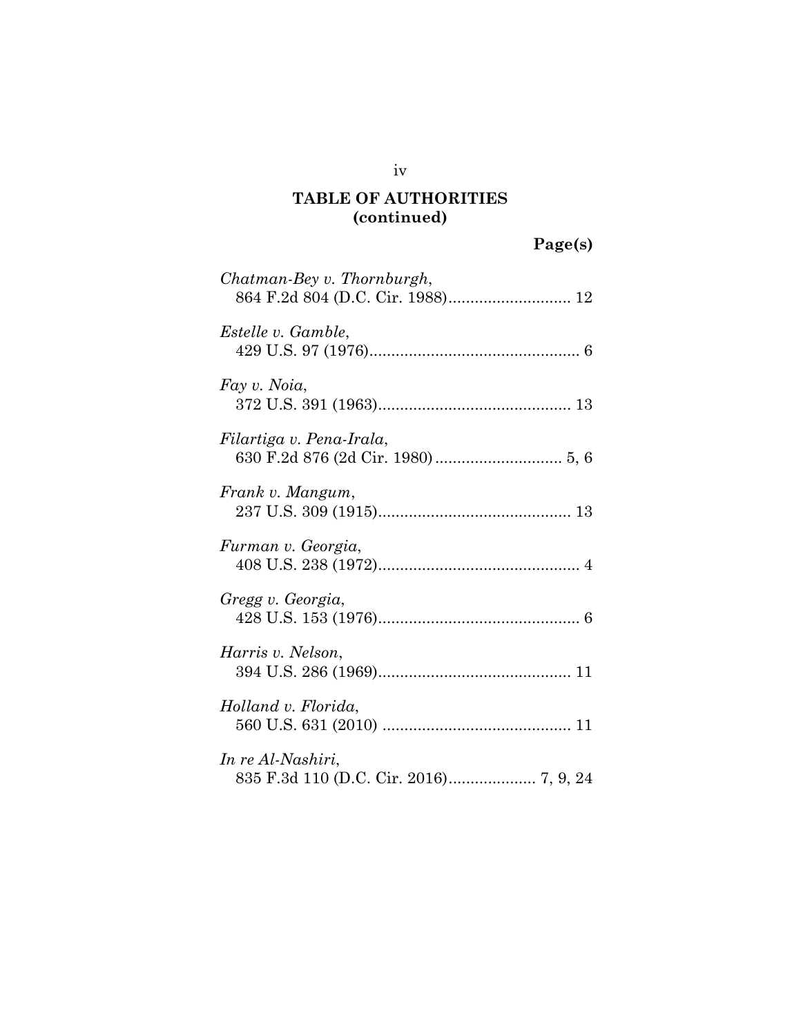## TABLE OF AUTHORITIES
## (continued)

**Page(s)**

*Chatman-Bey v. Thornburgh*,
864 F.2d 804 (D.C. Cir. 1988)............................ 12

*Estelle v. Gamble*,
429 U.S. 97 (1976)................................................ 6

*Fay v. Noia*,
372 U.S. 391 (1963)............................................ 13

*Filartiga v. Pena-Irala*,
630 F.2d 876 (2d Cir. 1980)............................. 5, 6

*Frank v. Mangum*,
237 U.S. 309 (1915)............................................ 13

*Furman v. Georgia*,
408 U.S. 238 (1972).............................................. 4

*Gregg v. Georgia*,
428 U.S. 153 (1976).............................................. 6

*Harris v. Nelson*,
394 U.S. 286 (1969)............................................ 11

*Holland v. Florida*,
560 U.S. 631 (2010) ........................................... 11

*In re Al-Nashiri*,
835 F.3d 110 (D.C. Cir. 2016).................... 7, 9, 24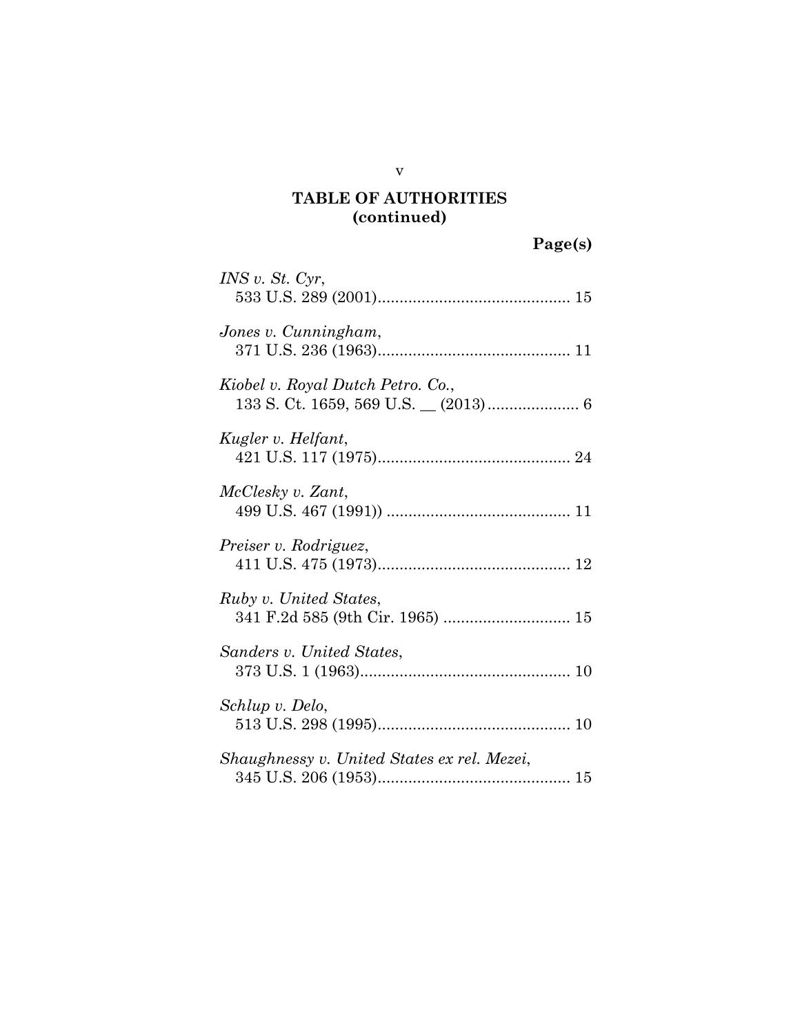**TABLE OF AUTHORITIES (continued)**

**Page(s)**

*INS v. St. Cyr*,
533 U.S. 289 (2001)............................................ 15

*Jones v. Cunningham*,
371 U.S. 236 (1963)............................................ 11

*Kiobel v. Royal Dutch Petro. Co.*,
133 S. Ct. 1659, 569 U.S. __ (2013)..................... 6

*Kugler v. Helfant*,
421 U.S. 117 (1975)............................................ 24

*McClesky v. Zant*,
499 U.S. 467 (1991)) .......................................... 11

*Preiser v. Rodriguez*,
411 U.S. 475 (1973)............................................ 12

*Ruby v. United States*,
341 F.2d 585 (9th Cir. 1965) ............................. 15

*Sanders v. United States*,
373 U.S. 1 (1963)................................................ 10

*Schlup v. Delo*,
513 U.S. 298 (1995)............................................ 10

*Shaughnessy v. United States ex rel. Mezei*,
345 U.S. 206 (1953)............................................ 15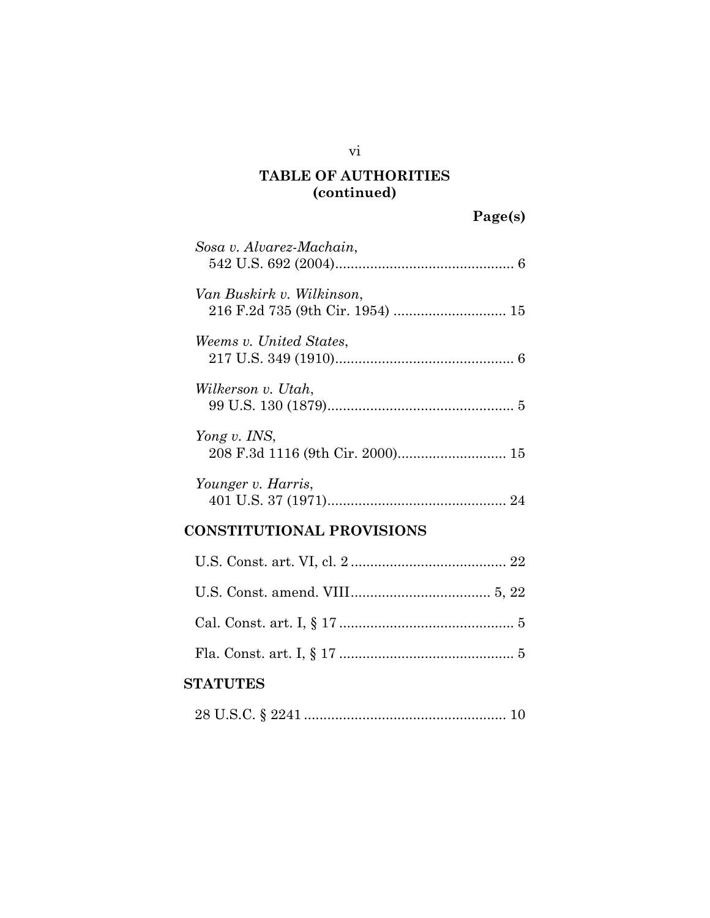## TABLE OF AUTHORITIES (continued)

**Page(s)**

*Sosa v. Alvarez-Machain*,
542 U.S. 692 (2004)............................................. 6

*Van Buskirk v. Wilkinson*,
216 F.2d 735 (9th Cir. 1954) ............................ 15

*Weems v. United States*,
217 U.S. 349 (1910)............................................. 6

*Wilkerson v. Utah*,
99 U.S. 130 (1879)............................................... 5

*Yong v. INS*,
208 F.3d 1116 (9th Cir. 2000)........................... 15

*Younger v. Harris*,
401 U.S. 37 (1971)............................................. 24

### CONSTITUTIONAL PROVISIONS

U.S. Const. art. VI, cl. 2 ....................................... 22

U.S. Const. amend. VIII................................... 5, 22

Cal. Const. art. I, § 17 ............................................ 5

Fla. Const. art. I, § 17 ............................................ 5

### STATUTES

28 U.S.C. § 2241 ................................................... 10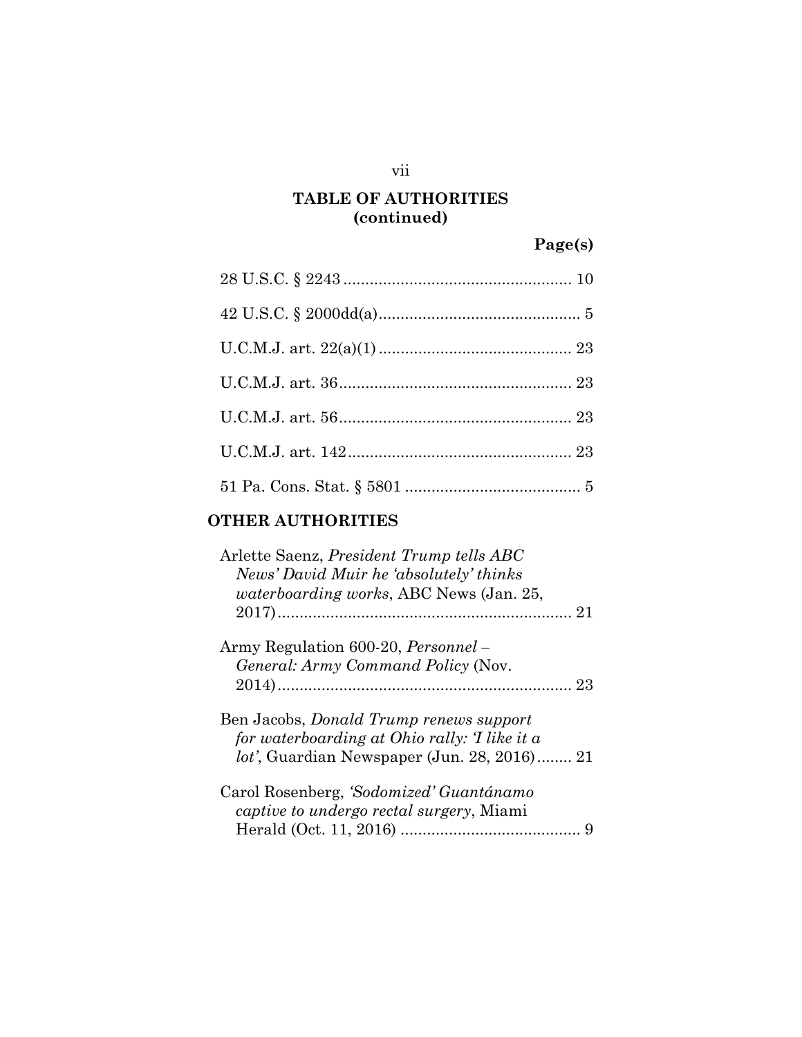## TABLE OF AUTHORITIES (continued)

**Page(s)**

28 U.S.C. § 2243 .................................................... 10

42 U.S.C. § 2000dd(a).............................................. 5

U.C.M.J. art. 22(a)(1) ............................................ 23

U.C.M.J. art. 36..................................................... 23

U.C.M.J. art. 56..................................................... 23

U.C.M.J. art. 142................................................... 23

51 Pa. Cons. Stat. § 5801 ........................................ 5

## OTHER AUTHORITIES

Arlette Saenz, *President Trump tells ABC News' David Muir he 'absolutely' thinks waterboarding works*, ABC News (Jan. 25, 2017)................................................................... 21

Army Regulation 600-20, *Personnel – General: Army Command Policy* (Nov. 2014)................................................................... 23

Ben Jacobs, *Donald Trump renews support for waterboarding at Ohio rally: 'I like it a lot'*, Guardian Newspaper (Jun. 28, 2016)........ 21

Carol Rosenberg, *'Sodomized' Guantánamo captive to undergo rectal surgery*, Miami Herald (Oct. 11, 2016) ......................................... 9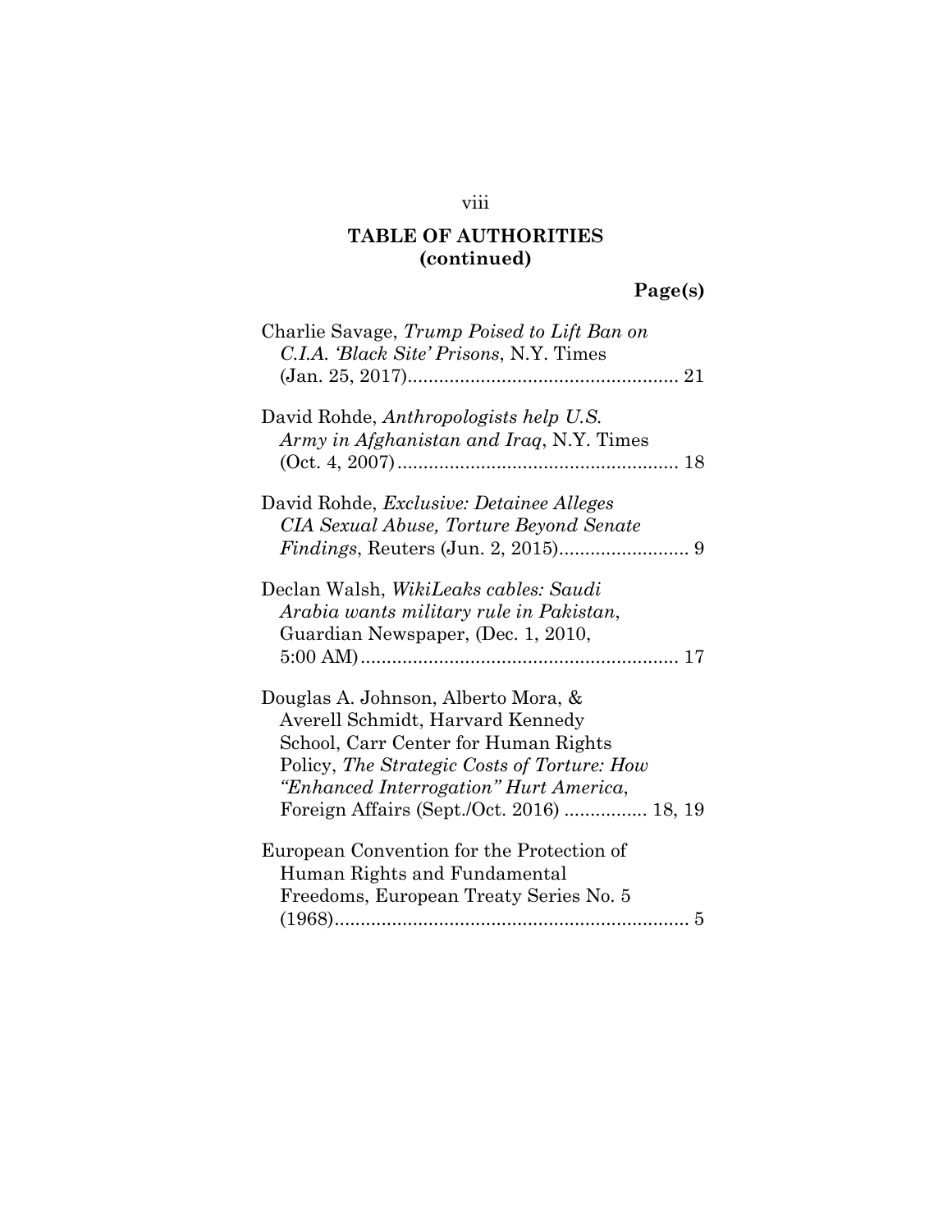**TABLE OF AUTHORITIES (continued)**

**Page(s)**

Charlie Savage, *Trump Poised to Lift Ban on C.I.A. 'Black Site' Prisons*, N.Y. Times (Jan. 25, 2017) .................................................... 21

David Rohde, *Anthropologists help U.S. Army in Afghanistan and Iraq*, N.Y. Times (Oct. 4, 2007) ...................................................... 18

David Rohde, *Exclusive: Detainee Alleges CIA Sexual Abuse, Torture Beyond Senate Findings*, Reuters (Jun. 2, 2015) ......................... 9

Declan Walsh, *WikiLeaks cables: Saudi Arabia wants military rule in Pakistan*, Guardian Newspaper, (Dec. 1, 2010, 5:00 AM) ............................................................. 17

Douglas A. Johnson, Alberto Mora, & Averell Schmidt, Harvard Kennedy School, Carr Center for Human Rights Policy, *The Strategic Costs of Torture: How "Enhanced Interrogation" Hurt America*, Foreign Affairs (Sept./Oct. 2016) ................ 18, 19

European Convention for the Protection of Human Rights and Fundamental Freedoms, European Treaty Series No. 5 (1968) .................................................................... 5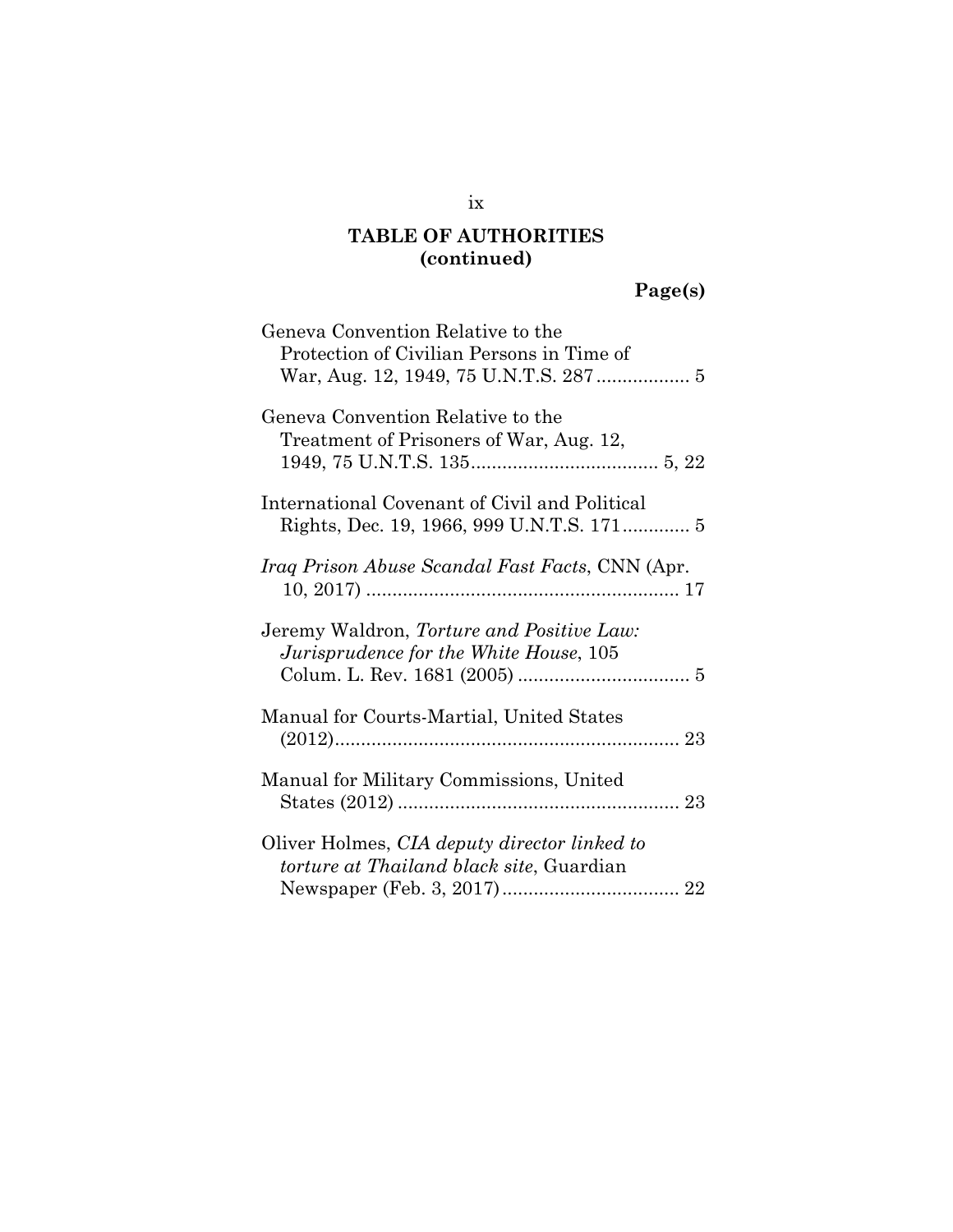## TABLE OF AUTHORITIES (continued)

**Page(s)**

Geneva Convention Relative to the Protection of Civilian Persons in Time of War, Aug. 12, 1949, 75 U.N.T.S. 287 .................. 5

Geneva Convention Relative to the Treatment of Prisoners of War, Aug. 12, 1949, 75 U.N.T.S. 135 .................................... 5, 22

International Covenant of Civil and Political Rights, Dec. 19, 1966, 999 U.N.T.S. 171 ............. 5

*Iraq Prison Abuse Scandal Fast Facts*, CNN (Apr. 10, 2017) ............................................................ 17

Jeremy Waldron, *Torture and Positive Law: Jurisprudence for the White House*, 105 Colum. L. Rev. 1681 (2005) ................................. 5

Manual for Courts-Martial, United States (2012) .................................................................. 23

Manual for Military Commissions, United States (2012) ...................................................... 23

Oliver Holmes, *CIA deputy director linked to torture at Thailand black site*, Guardian Newspaper (Feb. 3, 2017) .................................. 22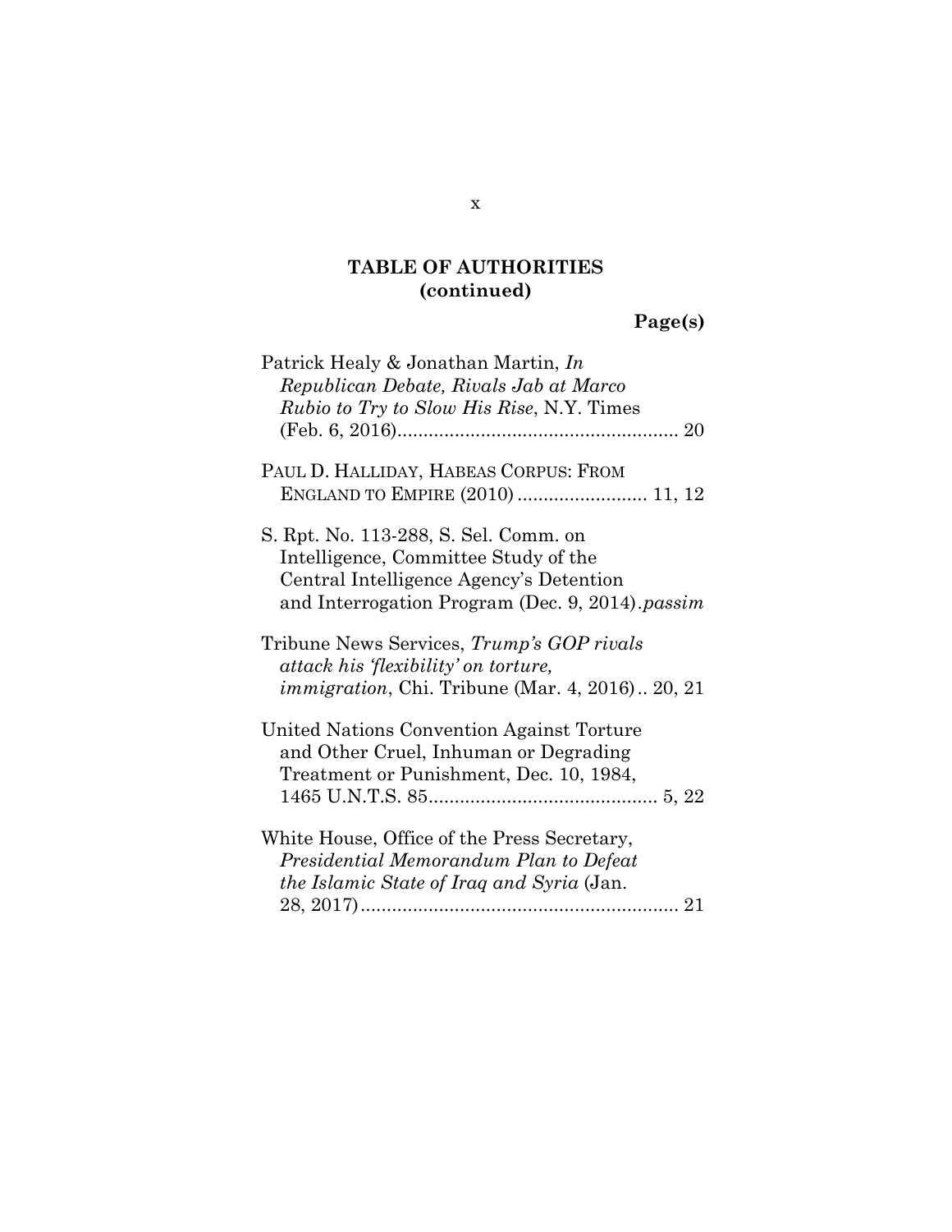## TABLE OF AUTHORITIES (continued)

**Page(s)**

Patrick Healy & Jonathan Martin, *In Republican Debate, Rivals Jab at Marco Rubio to Try to Slow His Rise*, N.Y. Times (Feb. 6, 2016)...................................................... 20

PAUL D. HALLIDAY, HABEAS CORPUS: FROM ENGLAND TO EMPIRE (2010) ......................... 11, 12

S. Rpt. No. 113-288, S. Sel. Comm. on Intelligence, Committee Study of the Central Intelligence Agency's Detention and Interrogation Program (Dec. 9, 2014).*passim*

Tribune News Services, *Trump's GOP rivals attack his 'flexibility' on torture, immigration*, Chi. Tribune (Mar. 4, 2016).. 20, 21

United Nations Convention Against Torture and Other Cruel, Inhuman or Degrading Treatment or Punishment, Dec. 10, 1984, 1465 U.N.T.S. 85............................................ 5, 22

White House, Office of the Press Secretary, *Presidential Memorandum Plan to Defeat the Islamic State of Iraq and Syria* (Jan. 28, 2017)............................................................. 21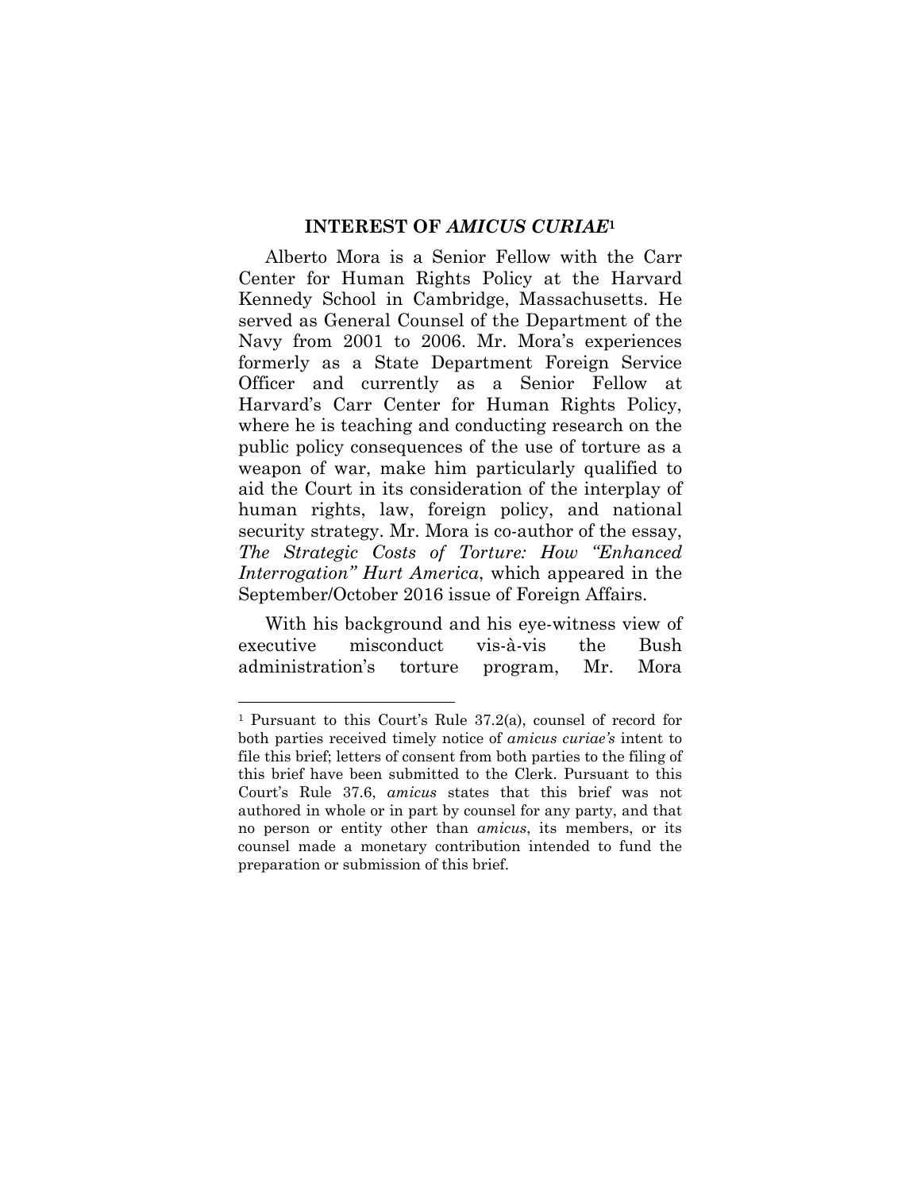## INTEREST OF *AMICUS CURIAE*[1]

Alberto Mora is a Senior Fellow with the Carr Center for Human Rights Policy at the Harvard Kennedy School in Cambridge, Massachusetts. He served as General Counsel of the Department of the Navy from 2001 to 2006. Mr. Mora's experiences formerly as a State Department Foreign Service Officer and currently as a Senior Fellow at Harvard's Carr Center for Human Rights Policy, where he is teaching and conducting research on the public policy consequences of the use of torture as a weapon of war, make him particularly qualified to aid the Court in its consideration of the interplay of human rights, law, foreign policy, and national security strategy. Mr. Mora is co-author of the essay, *The Strategic Costs of Torture: How "Enhanced Interrogation" Hurt America*, which appeared in the September/October 2016 issue of Foreign Affairs.

With his background and his eye-witness view of executive misconduct vis-à-vis the Bush administration's torture program, Mr. Mora

---

[1] Pursuant to this Court's Rule 37.2(a), counsel of record for both parties received timely notice of *amicus curiae's* intent to file this brief; letters of consent from both parties to the filing of this brief have been submitted to the Clerk. Pursuant to this Court's Rule 37.6, *amicus* states that this brief was not authored in whole or in part by counsel for any party, and that no person or entity other than *amicus*, its members, or its counsel made a monetary contribution intended to fund the preparation or submission of this brief.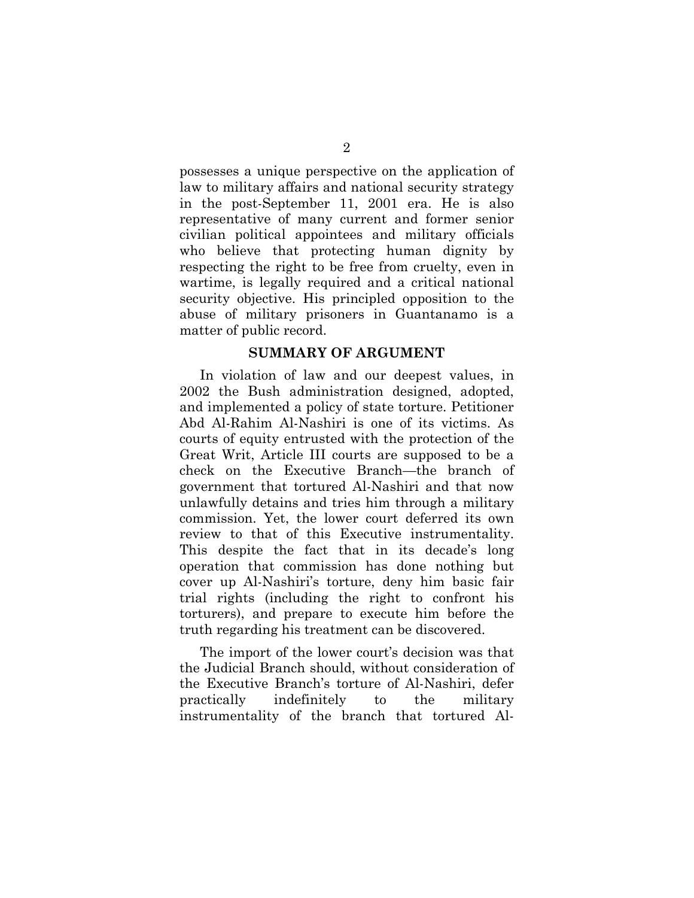possesses a unique perspective on the application of law to military affairs and national security strategy in the post-September 11, 2001 era. He is also representative of many current and former senior civilian political appointees and military officials who believe that protecting human dignity by respecting the right to be free from cruelty, even in wartime, is legally required and a critical national security objective. His principled opposition to the abuse of military prisoners in Guantanamo is a matter of public record.

## SUMMARY OF ARGUMENT

In violation of law and our deepest values, in 2002 the Bush administration designed, adopted, and implemented a policy of state torture. Petitioner Abd Al-Rahim Al-Nashiri is one of its victims. As courts of equity entrusted with the protection of the Great Writ, Article III courts are supposed to be a check on the Executive Branch—the branch of government that tortured Al-Nashiri and that now unlawfully detains and tries him through a military commission. Yet, the lower court deferred its own review to that of this Executive instrumentality. This despite the fact that in its decade's long operation that commission has done nothing but cover up Al-Nashiri's torture, deny him basic fair trial rights (including the right to confront his torturers), and prepare to execute him before the truth regarding his treatment can be discovered.

The import of the lower court's decision was that the Judicial Branch should, without consideration of the Executive Branch's torture of Al-Nashiri, defer practically indefinitely to the military instrumentality of the branch that tortured Al-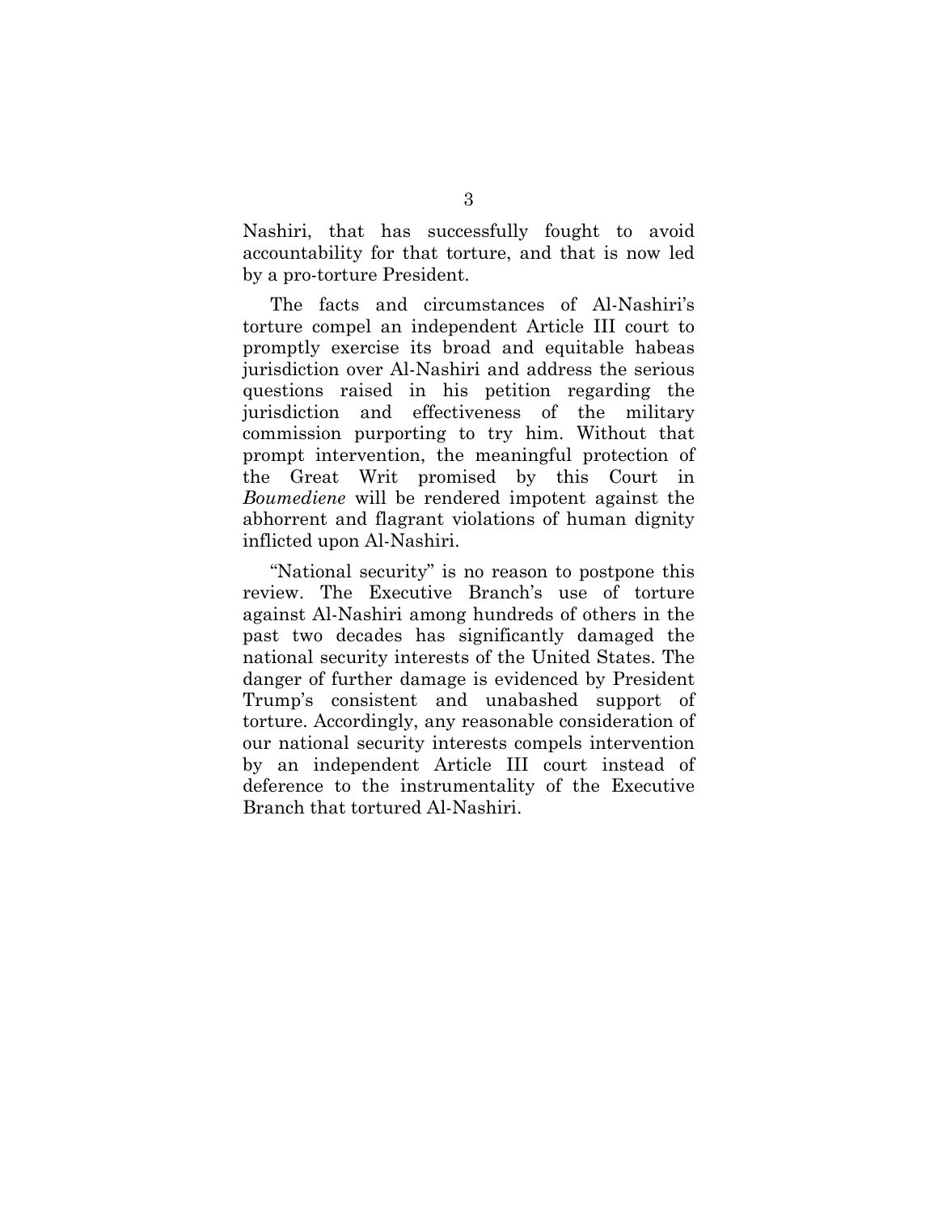Nashiri, that has successfully fought to avoid accountability for that torture, and that is now led by a pro-torture President.

The facts and circumstances of Al-Nashiri's torture compel an independent Article III court to promptly exercise its broad and equitable habeas jurisdiction over Al-Nashiri and address the serious questions raised in his petition regarding the jurisdiction and effectiveness of the military commission purporting to try him. Without that prompt intervention, the meaningful protection of the Great Writ promised by this Court in *Boumediene* will be rendered impotent against the abhorrent and flagrant violations of human dignity inflicted upon Al-Nashiri.

"National security" is no reason to postpone this review. The Executive Branch's use of torture against Al-Nashiri among hundreds of others in the past two decades has significantly damaged the national security interests of the United States. The danger of further damage is evidenced by President Trump's consistent and unabashed support of torture. Accordingly, any reasonable consideration of our national security interests compels intervention by an independent Article III court instead of deference to the instrumentality of the Executive Branch that tortured Al-Nashiri.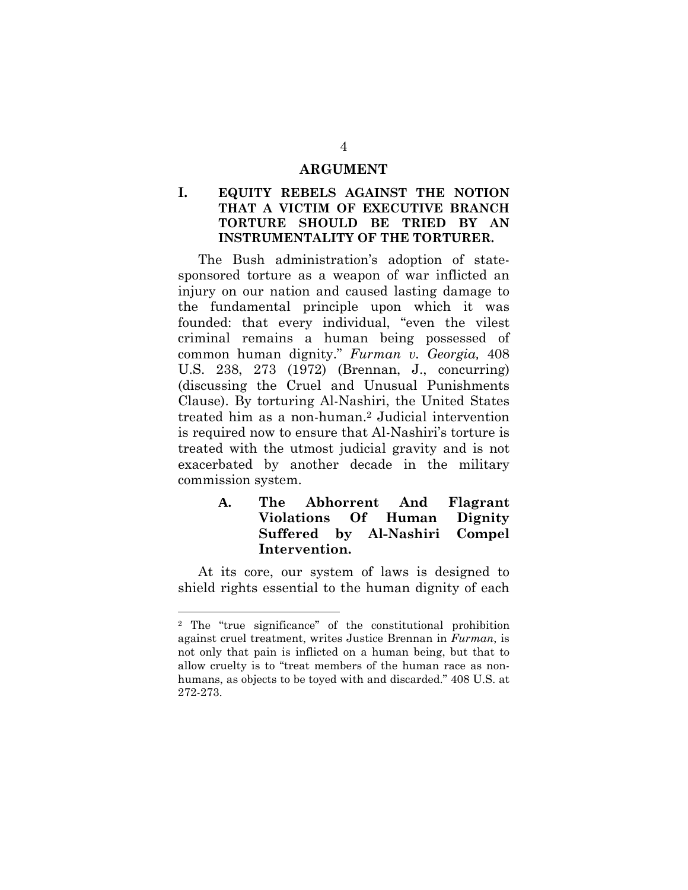## ARGUMENT

### I. EQUITY REBELS AGAINST THE NOTION THAT A VICTIM OF EXECUTIVE BRANCH TORTURE SHOULD BE TRIED BY AN INSTRUMENTALITY OF THE TORTURER.

The Bush administration's adoption of state-sponsored torture as a weapon of war inflicted an injury on our nation and caused lasting damage to the fundamental principle upon which it was founded: that every individual, "even the vilest criminal remains a human being possessed of common human dignity." *Furman v. Georgia,* 408 U.S. 238, 273 (1972) (Brennan, J., concurring) (discussing the Cruel and Unusual Punishments Clause). By torturing Al-Nashiri, the United States treated him as a non-human.[2] Judicial intervention is required now to ensure that Al-Nashiri's torture is treated with the utmost judicial gravity and is not exacerbated by another decade in the military commission system.

#### A. The Abhorrent And Flagrant Violations Of Human Dignity Suffered by Al-Nashiri Compel Intervention.

At its core, our system of laws is designed to shield rights essential to the human dignity of each

---

[2] The "true significance" of the constitutional prohibition against cruel treatment, writes Justice Brennan in *Furman*, is not only that pain is inflicted on a human being, but that to allow cruelty is to "treat members of the human race as non-humans, as objects to be toyed with and discarded." 408 U.S. at 272-273.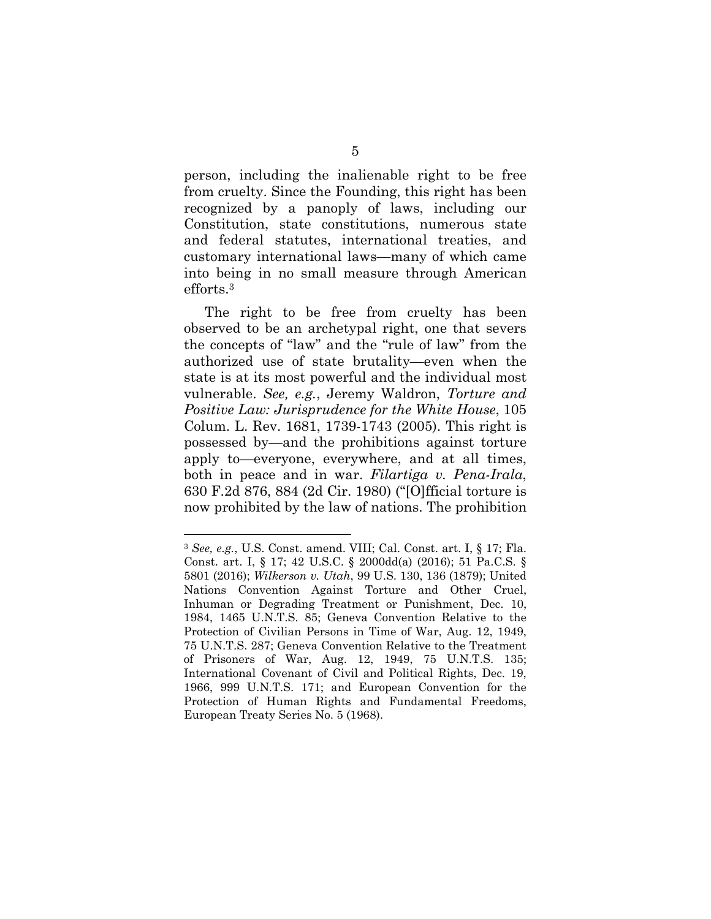person, including the inalienable right to be free from cruelty. Since the Founding, this right has been recognized by a panoply of laws, including our Constitution, state constitutions, numerous state and federal statutes, international treaties, and customary international laws—many of which came into being in no small measure through American efforts.[3]

The right to be free from cruelty has been observed to be an archetypal right, one that severs the concepts of "law" and the "rule of law" from the authorized use of state brutality—even when the state is at its most powerful and the individual most vulnerable. *See, e.g.*, Jeremy Waldron, *Torture and Positive Law: Jurisprudence for the White House*, 105 Colum. L. Rev. 1681, 1739-1743 (2005). This right is possessed by—and the prohibitions against torture apply to—everyone, everywhere, and at all times, both in peace and in war. *Filartiga v. Pena-Irala*, 630 F.2d 876, 884 (2d Cir. 1980) ("[O]fficial torture is now prohibited by the law of nations. The prohibition

---

[3] *See, e.g.*, U.S. Const. amend. VIII; Cal. Const. art. I, § 17; Fla. Const. art. I, § 17; 42 U.S.C. § 2000dd(a) (2016); 51 Pa.C.S. § 5801 (2016); *Wilkerson v. Utah*, 99 U.S. 130, 136 (1879); United Nations Convention Against Torture and Other Cruel, Inhuman or Degrading Treatment or Punishment, Dec. 10, 1984, 1465 U.N.T.S. 85; Geneva Convention Relative to the Protection of Civilian Persons in Time of War, Aug. 12, 1949, 75 U.N.T.S. 287; Geneva Convention Relative to the Treatment of Prisoners of War, Aug. 12, 1949, 75 U.N.T.S. 135; International Covenant of Civil and Political Rights, Dec. 19, 1966, 999 U.N.T.S. 171; and European Convention for the Protection of Human Rights and Fundamental Freedoms, European Treaty Series No. 5 (1968).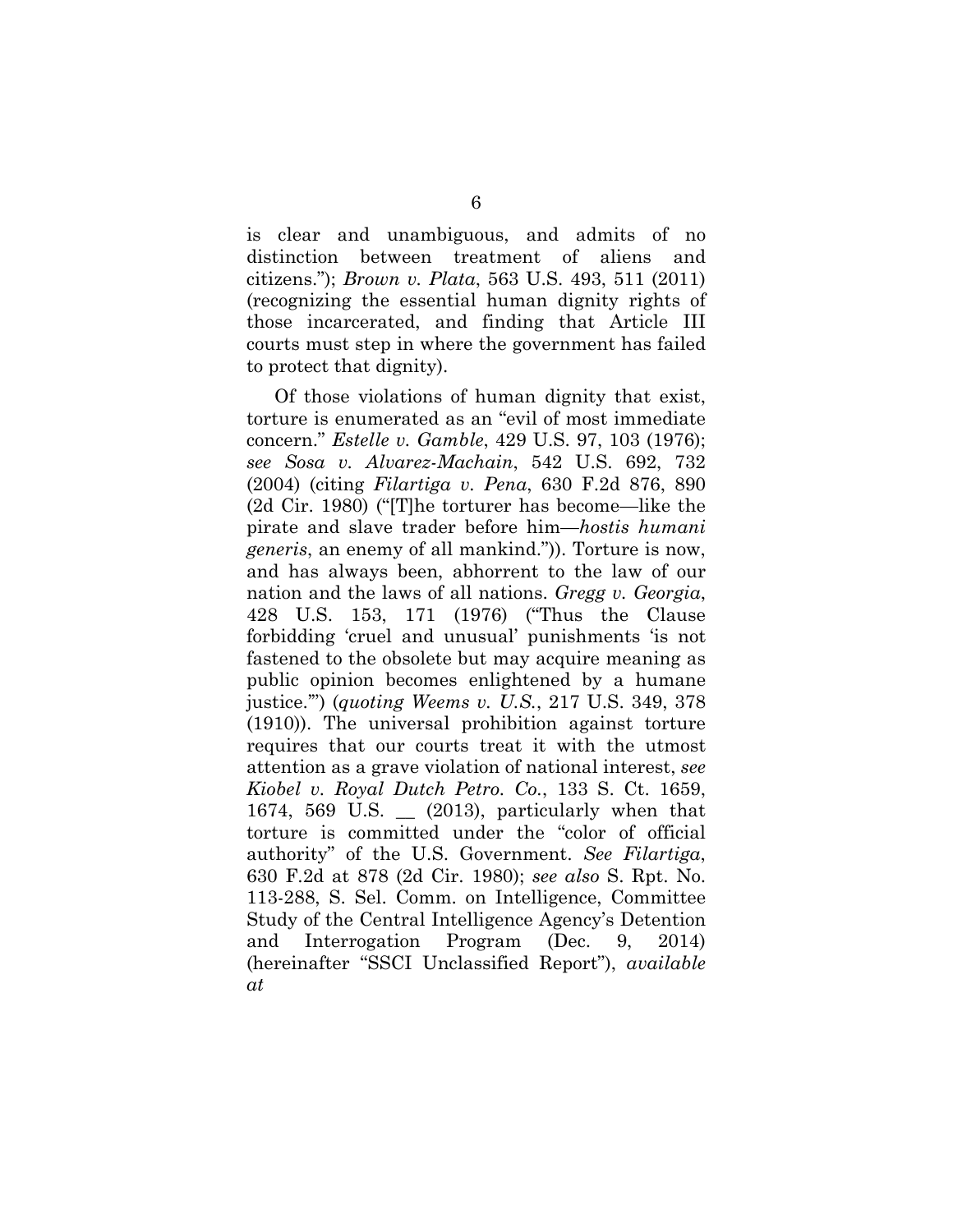is clear and unambiguous, and admits of no distinction between treatment of aliens and citizens."); *Brown v. Plata*, 563 U.S. 493, 511 (2011) (recognizing the essential human dignity rights of those incarcerated, and finding that Article III courts must step in where the government has failed to protect that dignity).

Of those violations of human dignity that exist, torture is enumerated as an "evil of most immediate concern." *Estelle v. Gamble*, 429 U.S. 97, 103 (1976); *see Sosa v. Alvarez-Machain*, 542 U.S. 692, 732 (2004) (citing *Filartiga v. Pena*, 630 F.2d 876, 890 (2d Cir. 1980) ("[T]he torturer has become—like the pirate and slave trader before him—*hostis humani generis*, an enemy of all mankind.")). Torture is now, and has always been, abhorrent to the law of our nation and the laws of all nations. *Gregg v. Georgia*, 428 U.S. 153, 171 (1976) ("Thus the Clause forbidding 'cruel and unusual' punishments 'is not fastened to the obsolete but may acquire meaning as public opinion becomes enlightened by a humane justice.'") (*quoting Weems v. U.S.*, 217 U.S. 349, 378 (1910)). The universal prohibition against torture requires that our courts treat it with the utmost attention as a grave violation of national interest, *see Kiobel v. Royal Dutch Petro. Co.*, 133 S. Ct. 1659, 1674, 569 U.S. __ (2013), particularly when that torture is committed under the "color of official authority" of the U.S. Government. *See Filartiga*, 630 F.2d at 878 (2d Cir. 1980); *see also* S. Rpt. No. 113-288, S. Sel. Comm. on Intelligence, Committee Study of the Central Intelligence Agency's Detention and Interrogation Program (Dec. 9, 2014) (hereinafter "SSCI Unclassified Report"), *available at*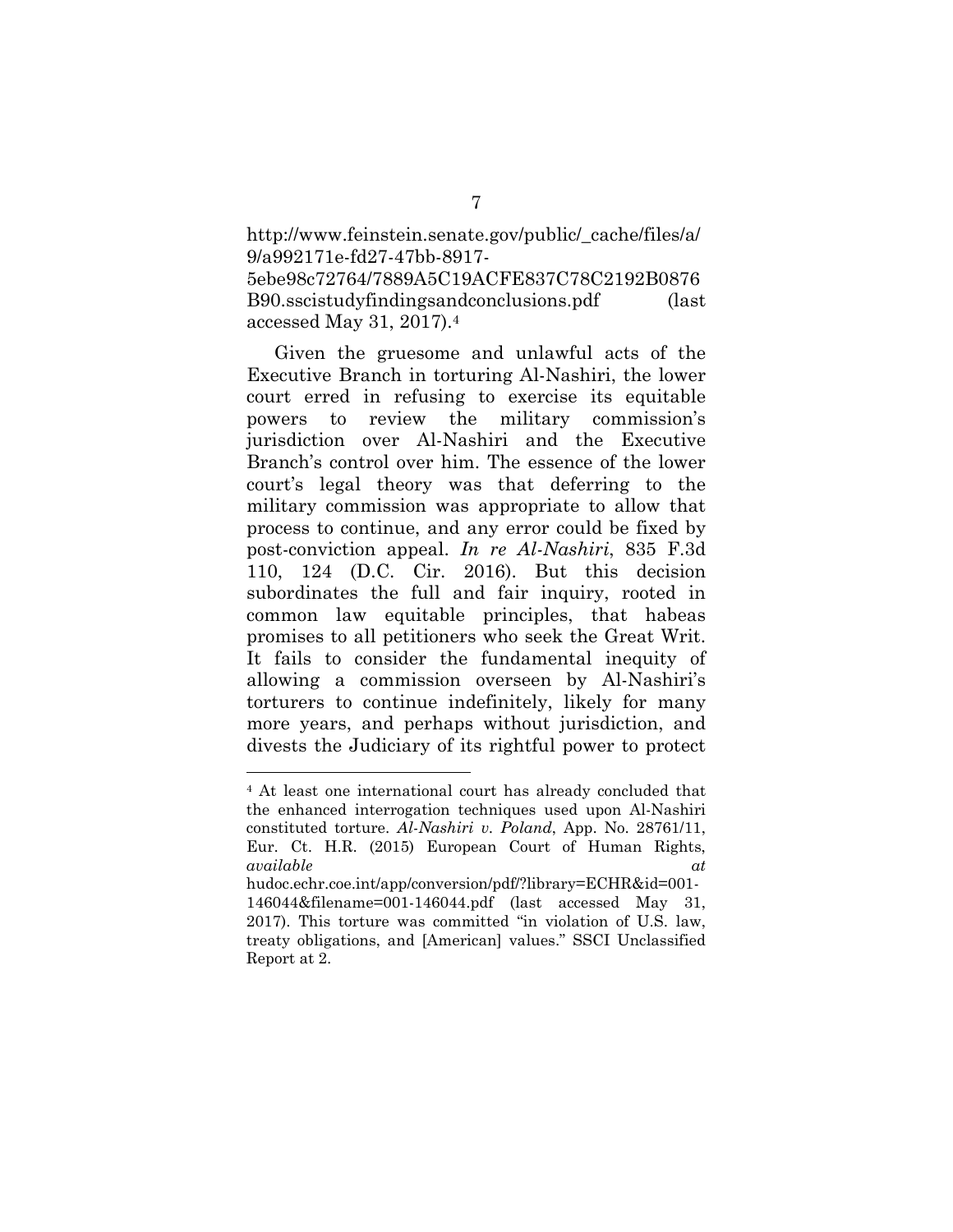http://www.feinstein.senate.gov/public/_cache/files/a/9/a992171e-fd27-47bb-8917-5ebe98c72764/7889A5C19ACFE837C78C2192B0876B90.sscistudyfindingsandconclusions.pdf (last accessed May 31, 2017).[4]

Given the gruesome and unlawful acts of the Executive Branch in torturing Al-Nashiri, the lower court erred in refusing to exercise its equitable powers to review the military commission's jurisdiction over Al-Nashiri and the Executive Branch's control over him. The essence of the lower court's legal theory was that deferring to the military commission was appropriate to allow that process to continue, and any error could be fixed by post-conviction appeal. *In re Al-Nashiri*, 835 F.3d 110, 124 (D.C. Cir. 2016). But this decision subordinates the full and fair inquiry, rooted in common law equitable principles, that habeas promises to all petitioners who seek the Great Writ. It fails to consider the fundamental inequity of allowing a commission overseen by Al-Nashiri's torturers to continue indefinitely, likely for many more years, and perhaps without jurisdiction, and divests the Judiciary of its rightful power to protect

---

[4] At least one international court has already concluded that the enhanced interrogation techniques used upon Al-Nashiri constituted torture. *Al-Nashiri v. Poland*, App. No. 28761/11, Eur. Ct. H.R. (2015) European Court of Human Rights, *available at* hudoc.echr.coe.int/app/conversion/pdf/?library=ECHR&id=001-146044&filename=001-146044.pdf (last accessed May 31, 2017). This torture was committed "in violation of U.S. law, treaty obligations, and [American] values." SSCI Unclassified Report at 2.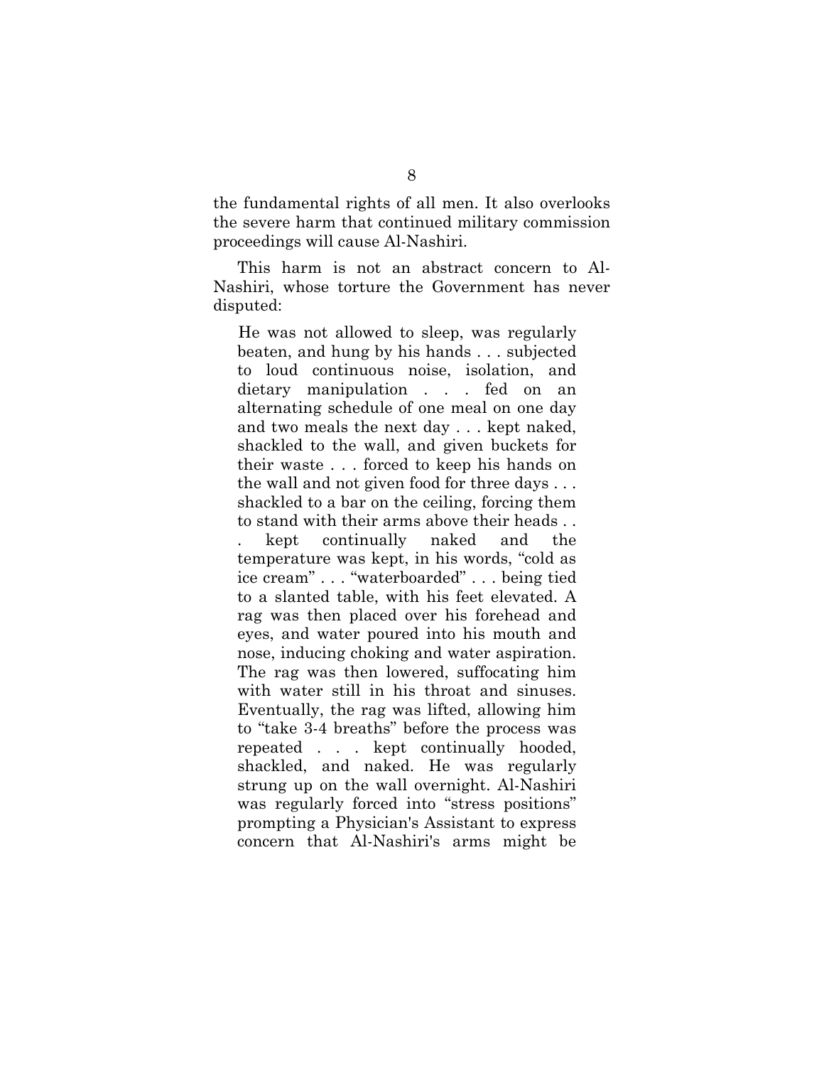the fundamental rights of all men. It also overlooks the severe harm that continued military commission proceedings will cause Al-Nashiri.

This harm is not an abstract concern to Al-Nashiri, whose torture the Government has never disputed:

> He was not allowed to sleep, was regularly beaten, and hung by his hands . . . subjected to loud continuous noise, isolation, and dietary manipulation . . . fed on an alternating schedule of one meal on one day and two meals the next day . . . kept naked, shackled to the wall, and given buckets for their waste . . . forced to keep his hands on the wall and not given food for three days . . . shackled to a bar on the ceiling, forcing them to stand with their arms above their heads . . . kept continually naked and the temperature was kept, in his words, "cold as ice cream" . . . "waterboarded" . . . being tied to a slanted table, with his feet elevated. A rag was then placed over his forehead and eyes, and water poured into his mouth and nose, inducing choking and water aspiration. The rag was then lowered, suffocating him with water still in his throat and sinuses. Eventually, the rag was lifted, allowing him to "take 3-4 breaths" before the process was repeated . . . kept continually hooded, shackled, and naked. He was regularly strung up on the wall overnight. Al-Nashiri was regularly forced into "stress positions" prompting a Physician's Assistant to express concern that Al-Nashiri's arms might be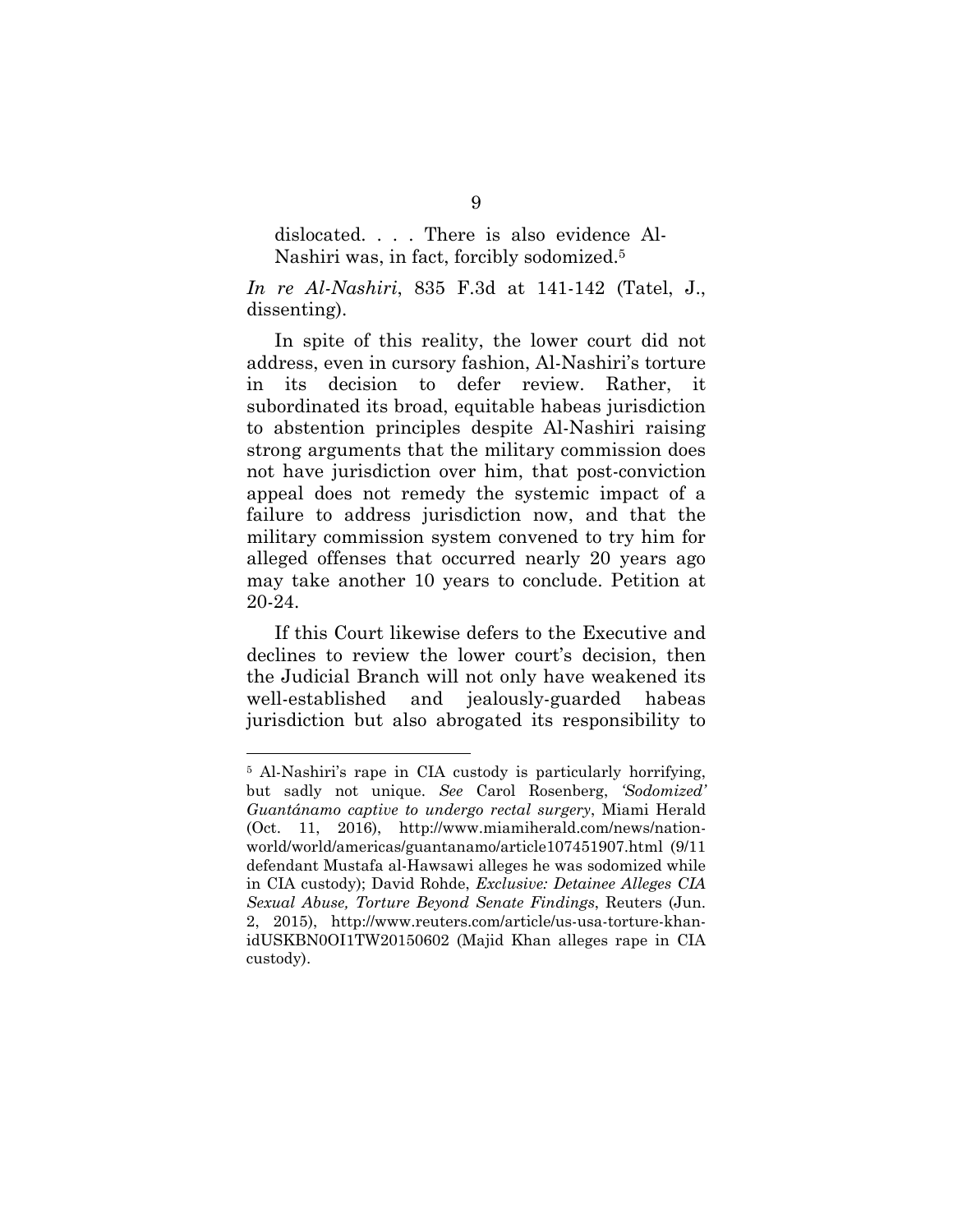> dislocated. . . . There is also evidence Al-Nashiri was, in fact, forcibly sodomized.[5]

*In re Al-Nashiri*, 835 F.3d at 141-142 (Tatel, J., dissenting).

In spite of this reality, the lower court did not address, even in cursory fashion, Al-Nashiri's torture in its decision to defer review. Rather, it subordinated its broad, equitable habeas jurisdiction to abstention principles despite Al-Nashiri raising strong arguments that the military commission does not have jurisdiction over him, that post-conviction appeal does not remedy the systemic impact of a failure to address jurisdiction now, and that the military commission system convened to try him for alleged offenses that occurred nearly 20 years ago may take another 10 years to conclude. Petition at 20-24.

If this Court likewise defers to the Executive and declines to review the lower court's decision, then the Judicial Branch will not only have weakened its well-established and jealously-guarded habeas jurisdiction but also abrogated its responsibility to

---

[5] Al-Nashiri's rape in CIA custody is particularly horrifying, but sadly not unique. *See* Carol Rosenberg, *'Sodomized' Guantánamo captive to undergo rectal surgery*, Miami Herald (Oct. 11, 2016), http://www.miamiherald.com/news/nation-world/world/americas/guantanamo/article107451907.html (9/11 defendant Mustafa al-Hawsawi alleges he was sodomized while in CIA custody); David Rohde, *Exclusive: Detainee Alleges CIA Sexual Abuse, Torture Beyond Senate Findings*, Reuters (Jun. 2, 2015), http://www.reuters.com/article/us-usa-torture-khan-idUSKBN0OI1TW20150602 (Majid Khan alleges rape in CIA custody).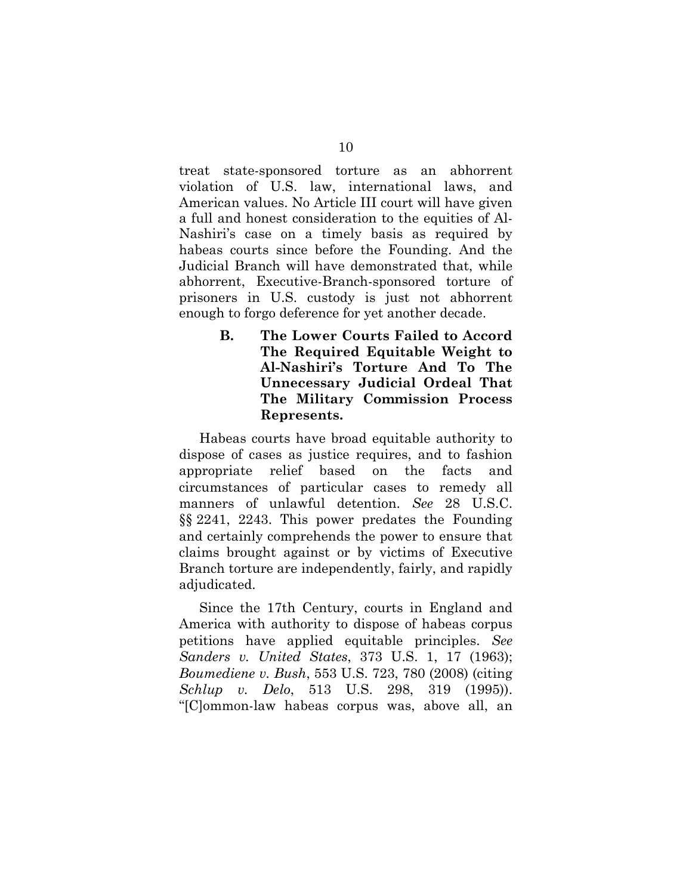treat state-sponsored torture as an abhorrent violation of U.S. law, international laws, and American values. No Article III court will have given a full and honest consideration to the equities of Al-Nashiri's case on a timely basis as required by habeas courts since before the Founding. And the Judicial Branch will have demonstrated that, while abhorrent, Executive-Branch-sponsored torture of prisoners in U.S. custody is just not abhorrent enough to forgo deference for yet another decade.

### B. The Lower Courts Failed to Accord The Required Equitable Weight to Al-Nashiri's Torture And To The Unnecessary Judicial Ordeal That The Military Commission Process Represents.

Habeas courts have broad equitable authority to dispose of cases as justice requires, and to fashion appropriate relief based on the facts and circumstances of particular cases to remedy all manners of unlawful detention. *See* 28 U.S.C. §§ 2241, 2243. This power predates the Founding and certainly comprehends the power to ensure that claims brought against or by victims of Executive Branch torture are independently, fairly, and rapidly adjudicated.

Since the 17th Century, courts in England and America with authority to dispose of habeas corpus petitions have applied equitable principles. *See Sanders v. United States*, 373 U.S. 1, 17 (1963); *Boumediene v. Bush*, 553 U.S. 723, 780 (2008) (citing *Schlup v. Delo*, 513 U.S. 298, 319 (1995)). "[C]ommon-law habeas corpus was, above all, an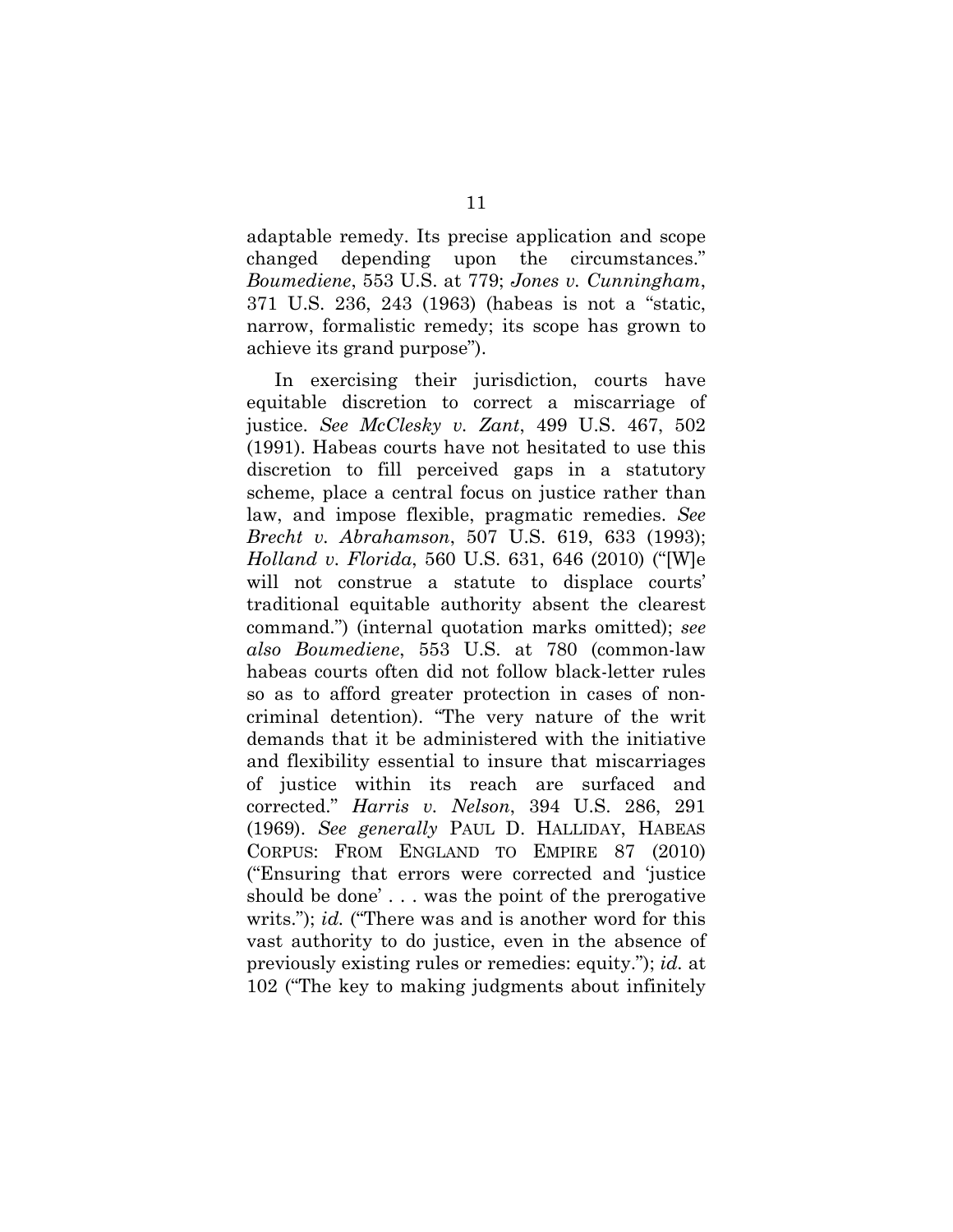adaptable remedy. Its precise application and scope changed depending upon the circumstances." *Boumediene*, 553 U.S. at 779; *Jones v. Cunningham*, 371 U.S. 236, 243 (1963) (habeas is not a "static, narrow, formalistic remedy; its scope has grown to achieve its grand purpose").

In exercising their jurisdiction, courts have equitable discretion to correct a miscarriage of justice. *See McClesky v. Zant*, 499 U.S. 467, 502 (1991). Habeas courts have not hesitated to use this discretion to fill perceived gaps in a statutory scheme, place a central focus on justice rather than law, and impose flexible, pragmatic remedies. *See Brecht v. Abrahamson*, 507 U.S. 619, 633 (1993); *Holland v. Florida*, 560 U.S. 631, 646 (2010) ("[W]e will not construe a statute to displace courts' traditional equitable authority absent the clearest command.") (internal quotation marks omitted); *see also Boumediene*, 553 U.S. at 780 (common-law habeas courts often did not follow black-letter rules so as to afford greater protection in cases of non-criminal detention). "The very nature of the writ demands that it be administered with the initiative and flexibility essential to insure that miscarriages of justice within its reach are surfaced and corrected." *Harris v. Nelson*, 394 U.S. 286, 291 (1969). *See generally* PAUL D. HALLIDAY, HABEAS CORPUS: FROM ENGLAND TO EMPIRE 87 (2010) ("Ensuring that errors were corrected and 'justice should be done' . . . was the point of the prerogative writs."); *id.* ("There was and is another word for this vast authority to do justice, even in the absence of previously existing rules or remedies: equity."); *id.* at 102 ("The key to making judgments about infinitely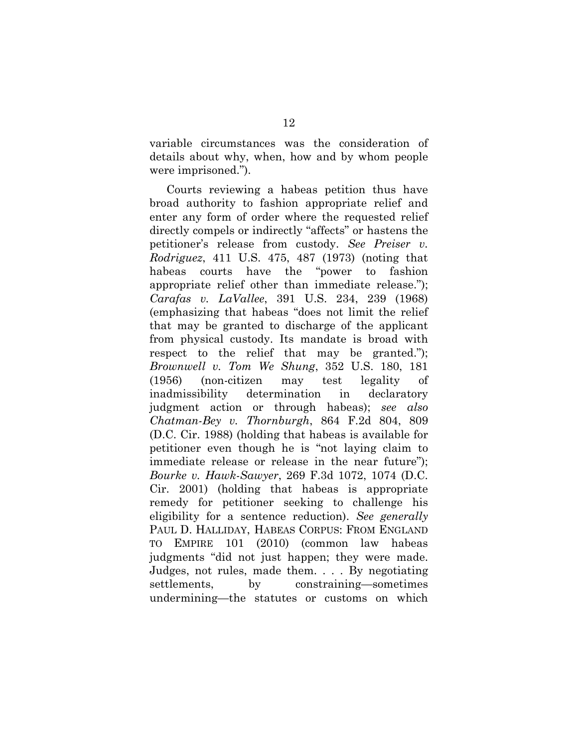variable circumstances was the consideration of details about why, when, how and by whom people were imprisoned.").

Courts reviewing a habeas petition thus have broad authority to fashion appropriate relief and enter any form of order where the requested relief directly compels or indirectly "affects" or hastens the petitioner's release from custody. *See Preiser v. Rodriguez*, 411 U.S. 475, 487 (1973) (noting that habeas courts have the "power to fashion appropriate relief other than immediate release."); *Carafas v. LaVallee*, 391 U.S. 234, 239 (1968) (emphasizing that habeas "does not limit the relief that may be granted to discharge of the applicant from physical custody. Its mandate is broad with respect to the relief that may be granted."); *Brownwell v. Tom We Shung*, 352 U.S. 180, 181 (1956) (non-citizen may test legality of inadmissibility determination in declaratory judgment action or through habeas); *see also Chatman-Bey v. Thornburgh*, 864 F.2d 804, 809 (D.C. Cir. 1988) (holding that habeas is available for petitioner even though he is "not laying claim to immediate release or release in the near future"); *Bourke v. Hawk-Sawyer*, 269 F.3d 1072, 1074 (D.C. Cir. 2001) (holding that habeas is appropriate remedy for petitioner seeking to challenge his eligibility for a sentence reduction). *See generally* PAUL D. HALLIDAY, HABEAS CORPUS: FROM ENGLAND TO EMPIRE 101 (2010) (common law habeas judgments "did not just happen; they were made. Judges, not rules, made them. . . . By negotiating settlements, by constraining—sometimes undermining—the statutes or customs on which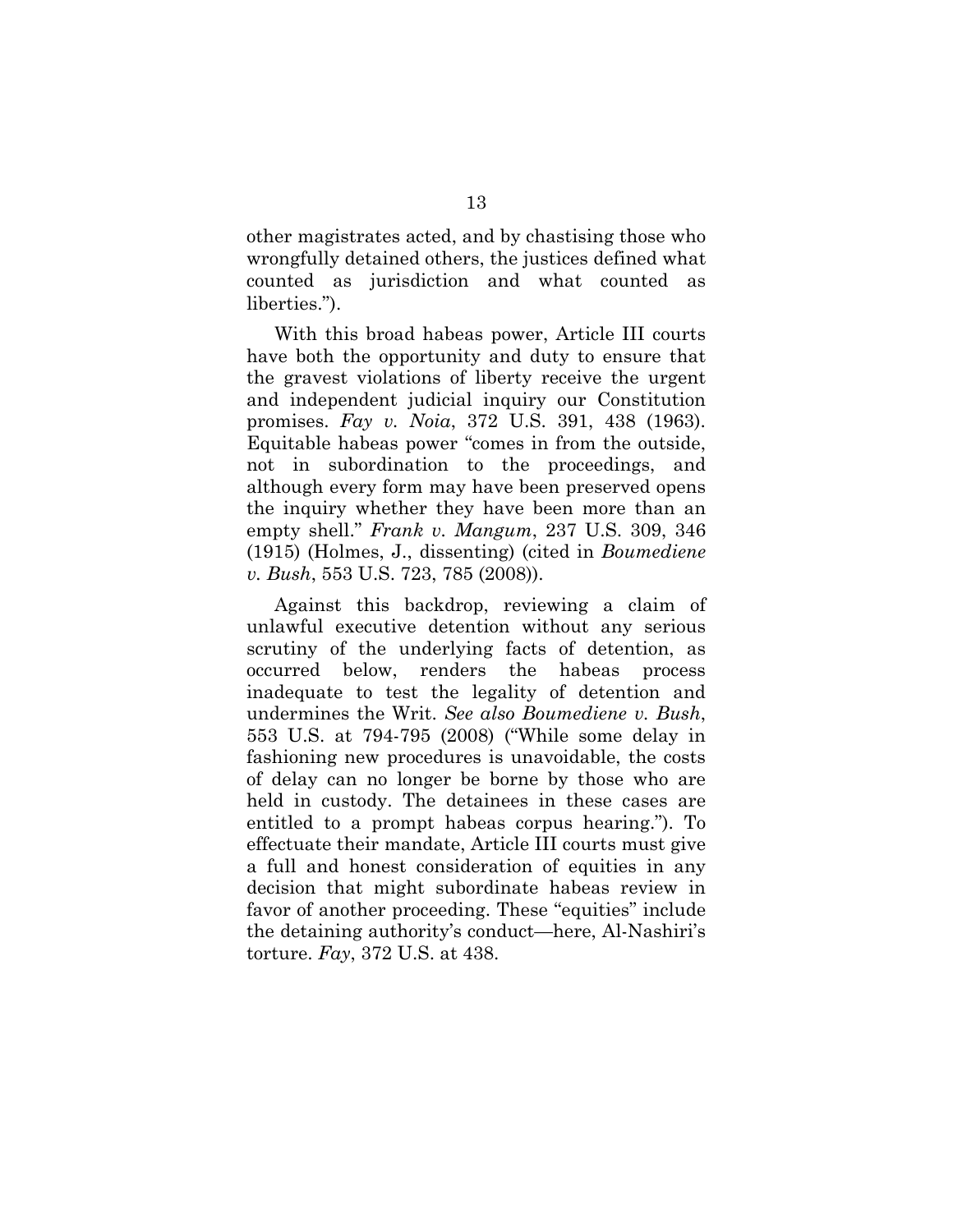other magistrates acted, and by chastising those who wrongfully detained others, the justices defined what counted as jurisdiction and what counted as liberties.").

With this broad habeas power, Article III courts have both the opportunity and duty to ensure that the gravest violations of liberty receive the urgent and independent judicial inquiry our Constitution promises. *Fay v. Noia*, 372 U.S. 391, 438 (1963). Equitable habeas power "comes in from the outside, not in subordination to the proceedings, and although every form may have been preserved opens the inquiry whether they have been more than an empty shell." *Frank v. Mangum*, 237 U.S. 309, 346 (1915) (Holmes, J., dissenting) (cited in *Boumediene v. Bush*, 553 U.S. 723, 785 (2008)).

Against this backdrop, reviewing a claim of unlawful executive detention without any serious scrutiny of the underlying facts of detention, as occurred below, renders the habeas process inadequate to test the legality of detention and undermines the Writ. *See also Boumediene v. Bush*, 553 U.S. at 794-795 (2008) ("While some delay in fashioning new procedures is unavoidable, the costs of delay can no longer be borne by those who are held in custody. The detainees in these cases are entitled to a prompt habeas corpus hearing."). To effectuate their mandate, Article III courts must give a full and honest consideration of equities in any decision that might subordinate habeas review in favor of another proceeding. These "equities" include the detaining authority's conduct—here, Al-Nashiri's torture. *Fay*, 372 U.S. at 438.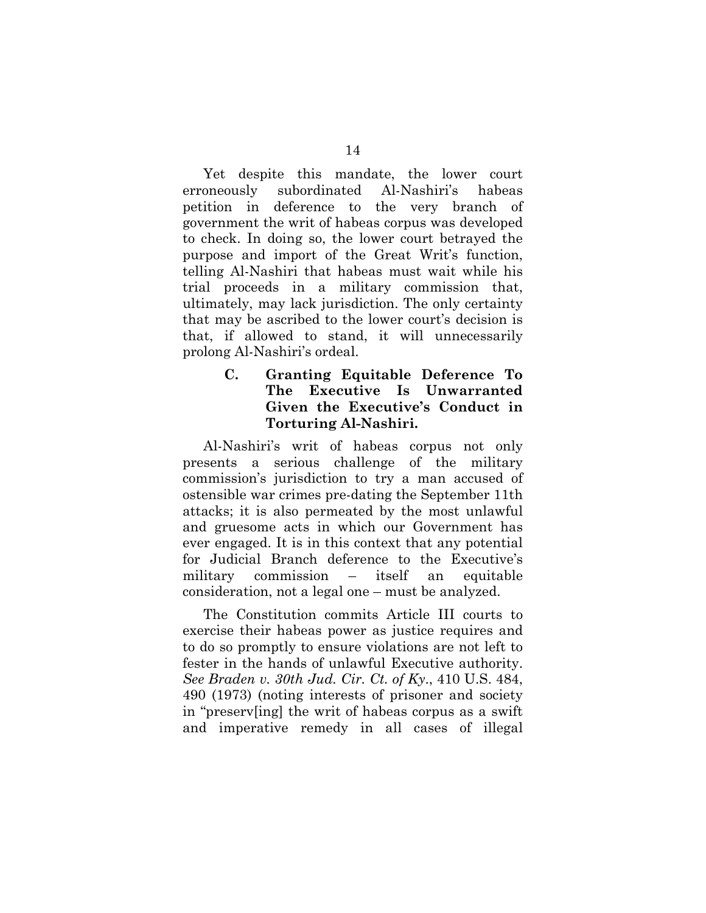Yet despite this mandate, the lower court erroneously subordinated Al-Nashiri's habeas petition in deference to the very branch of government the writ of habeas corpus was developed to check. In doing so, the lower court betrayed the purpose and import of the Great Writ's function, telling Al-Nashiri that habeas must wait while his trial proceeds in a military commission that, ultimately, may lack jurisdiction. The only certainty that may be ascribed to the lower court's decision is that, if allowed to stand, it will unnecessarily prolong Al-Nashiri's ordeal.

### C. Granting Equitable Deference To The Executive Is Unwarranted Given the Executive's Conduct in Torturing Al-Nashiri.

Al-Nashiri's writ of habeas corpus not only presents a serious challenge of the military commission's jurisdiction to try a man accused of ostensible war crimes pre-dating the September 11th attacks; it is also permeated by the most unlawful and gruesome acts in which our Government has ever engaged. It is in this context that any potential for Judicial Branch deference to the Executive's military commission – itself an equitable consideration, not a legal one – must be analyzed.

The Constitution commits Article III courts to exercise their habeas power as justice requires and to do so promptly to ensure violations are not left to fester in the hands of unlawful Executive authority. *See Braden v. 30th Jud. Cir. Ct. of Ky.*, 410 U.S. 484, 490 (1973) (noting interests of prisoner and society in "preserv[ing] the writ of habeas corpus as a swift and imperative remedy in all cases of illegal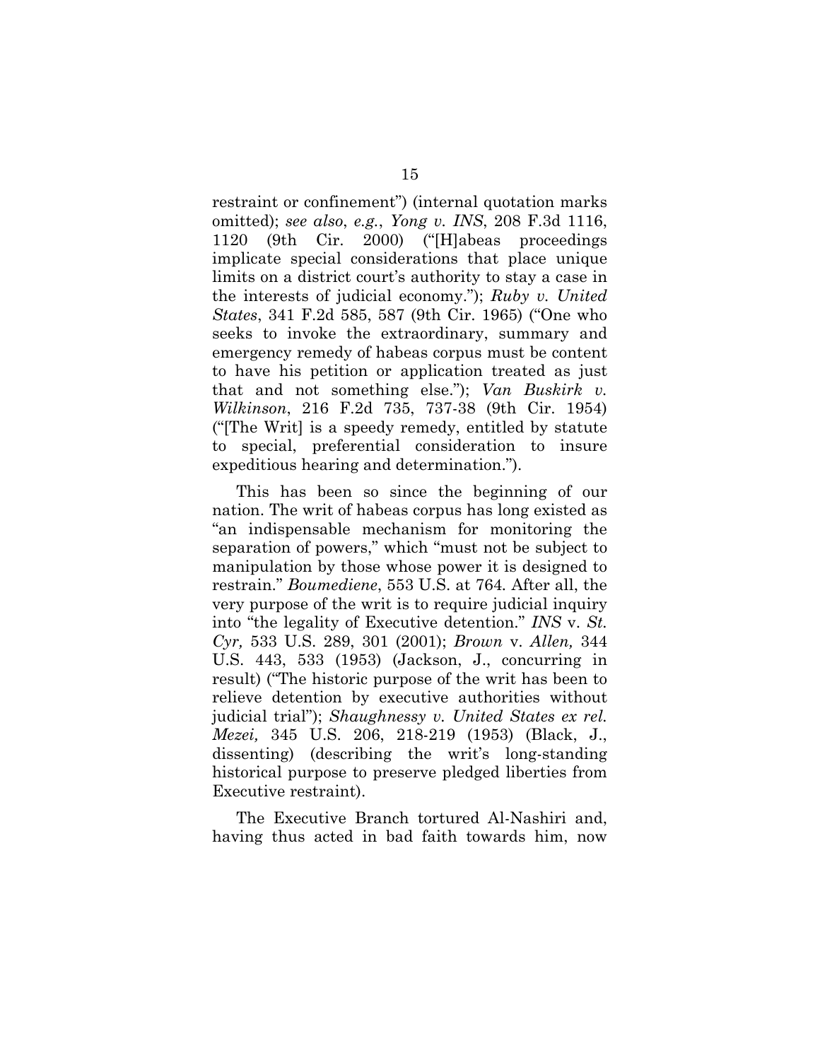restraint or confinement") (internal quotation marks omitted); *see also*, *e.g.*, *Yong v. INS*, 208 F.3d 1116, 1120 (9th Cir. 2000) ("[H]abeas proceedings implicate special considerations that place unique limits on a district court's authority to stay a case in the interests of judicial economy."); *Ruby v. United States*, 341 F.2d 585, 587 (9th Cir. 1965) ("One who seeks to invoke the extraordinary, summary and emergency remedy of habeas corpus must be content to have his petition or application treated as just that and not something else."); *Van Buskirk v. Wilkinson*, 216 F.2d 735, 737-38 (9th Cir. 1954) ("[The Writ] is a speedy remedy, entitled by statute to special, preferential consideration to insure expeditious hearing and determination.").

This has been so since the beginning of our nation. The writ of habeas corpus has long existed as "an indispensable mechanism for monitoring the separation of powers," which "must not be subject to manipulation by those whose power it is designed to restrain." *Boumediene*, 553 U.S. at 764. After all, the very purpose of the writ is to require judicial inquiry into "the legality of Executive detention." *INS* v. *St. Cyr,* 533 U.S. 289, 301 (2001); *Brown* v. *Allen,* 344 U.S. 443, 533 (1953) (Jackson, J., concurring in result) ("The historic purpose of the writ has been to relieve detention by executive authorities without judicial trial"); *Shaughnessy v. United States ex rel. Mezei,* 345 U.S. 206, 218-219 (1953) (Black, J., dissenting) (describing the writ's long-standing historical purpose to preserve pledged liberties from Executive restraint).

The Executive Branch tortured Al-Nashiri and, having thus acted in bad faith towards him, now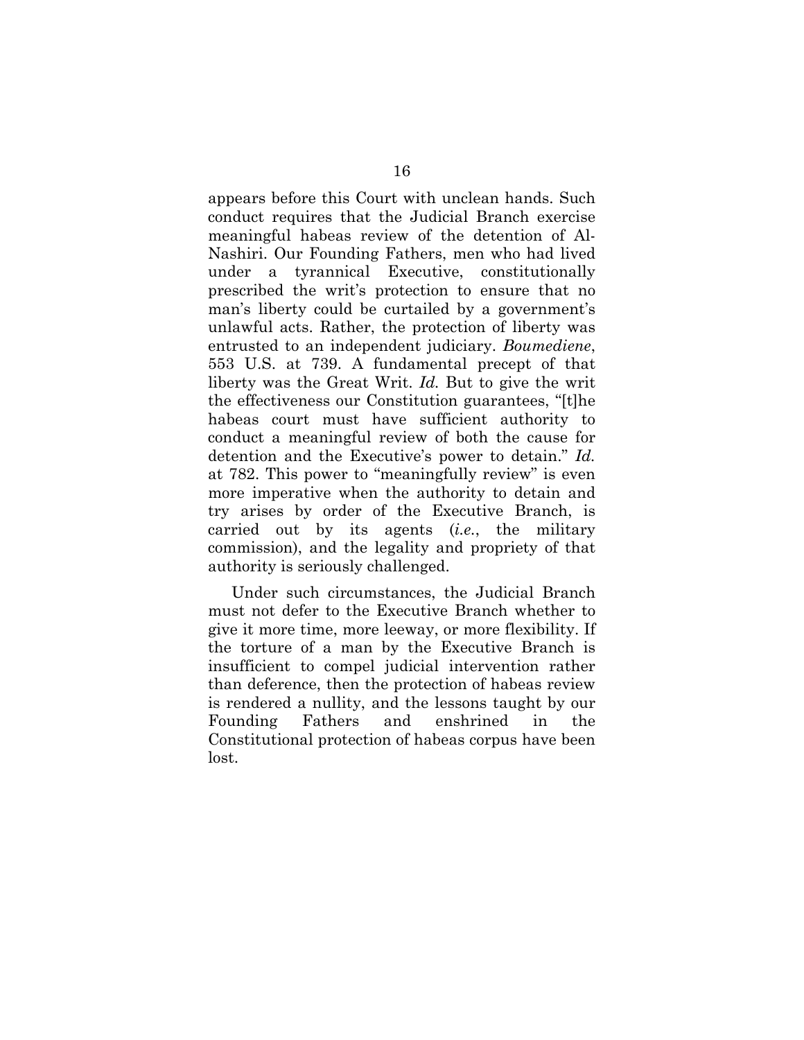appears before this Court with unclean hands. Such conduct requires that the Judicial Branch exercise meaningful habeas review of the detention of Al-Nashiri. Our Founding Fathers, men who had lived under a tyrannical Executive, constitutionally prescribed the writ's protection to ensure that no man's liberty could be curtailed by a government's unlawful acts. Rather, the protection of liberty was entrusted to an independent judiciary. *Boumediene*, 553 U.S. at 739. A fundamental precept of that liberty was the Great Writ. *Id.* But to give the writ the effectiveness our Constitution guarantees, "[t]he habeas court must have sufficient authority to conduct a meaningful review of both the cause for detention and the Executive's power to detain." *Id.* at 782. This power to "meaningfully review" is even more imperative when the authority to detain and try arises by order of the Executive Branch, is carried out by its agents (*i.e.*, the military commission), and the legality and propriety of that authority is seriously challenged.

Under such circumstances, the Judicial Branch must not defer to the Executive Branch whether to give it more time, more leeway, or more flexibility. If the torture of a man by the Executive Branch is insufficient to compel judicial intervention rather than deference, then the protection of habeas review is rendered a nullity, and the lessons taught by our Founding Fathers and enshrined in the Constitutional protection of habeas corpus have been lost.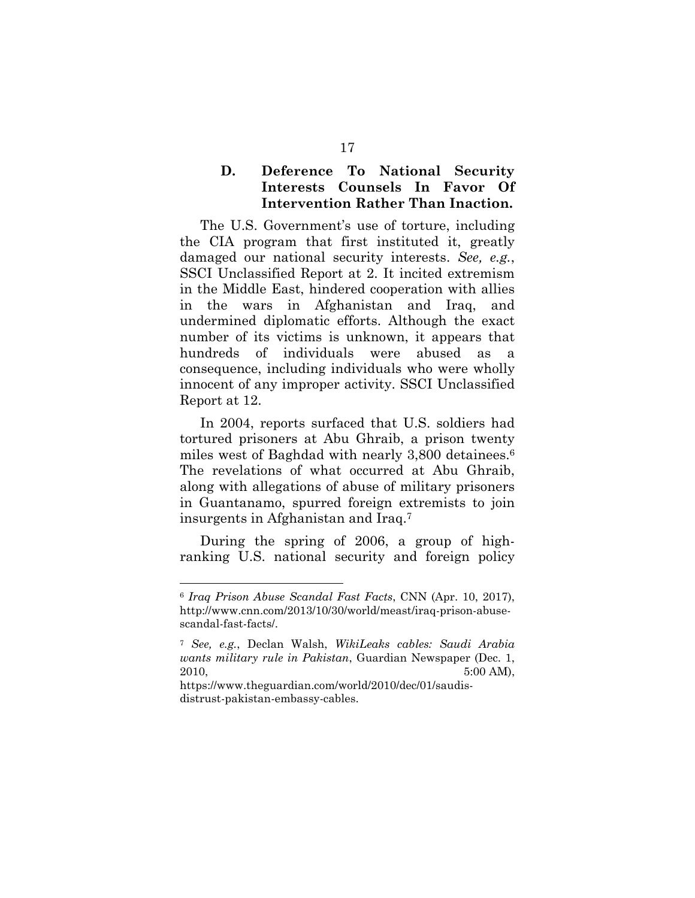### D. Deference To National Security Interests Counsels In Favor Of Intervention Rather Than Inaction.

The U.S. Government's use of torture, including the CIA program that first instituted it, greatly damaged our national security interests. *See, e.g.*, SSCI Unclassified Report at 2. It incited extremism in the Middle East, hindered cooperation with allies in the wars in Afghanistan and Iraq, and undermined diplomatic efforts. Although the exact number of its victims is unknown, it appears that hundreds of individuals were abused as a consequence, including individuals who were wholly innocent of any improper activity. SSCI Unclassified Report at 12.

In 2004, reports surfaced that U.S. soldiers had tortured prisoners at Abu Ghraib, a prison twenty miles west of Baghdad with nearly 3,800 detainees.[6] The revelations of what occurred at Abu Ghraib, along with allegations of abuse of military prisoners in Guantanamo, spurred foreign extremists to join insurgents in Afghanistan and Iraq.[7]

During the spring of 2006, a group of high-ranking U.S. national security and foreign policy

---

[6] *Iraq Prison Abuse Scandal Fast Facts*, CNN (Apr. 10, 2017), http://www.cnn.com/2013/10/30/world/meast/iraq-prison-abuse-scandal-fast-facts/.

[7] *See, e.g.*, Declan Walsh, *WikiLeaks cables: Saudi Arabia wants military rule in Pakistan*, Guardian Newspaper (Dec. 1, 2010, 5:00 AM), https://www.theguardian.com/world/2010/dec/01/saudis-distrust-pakistan-embassy-cables.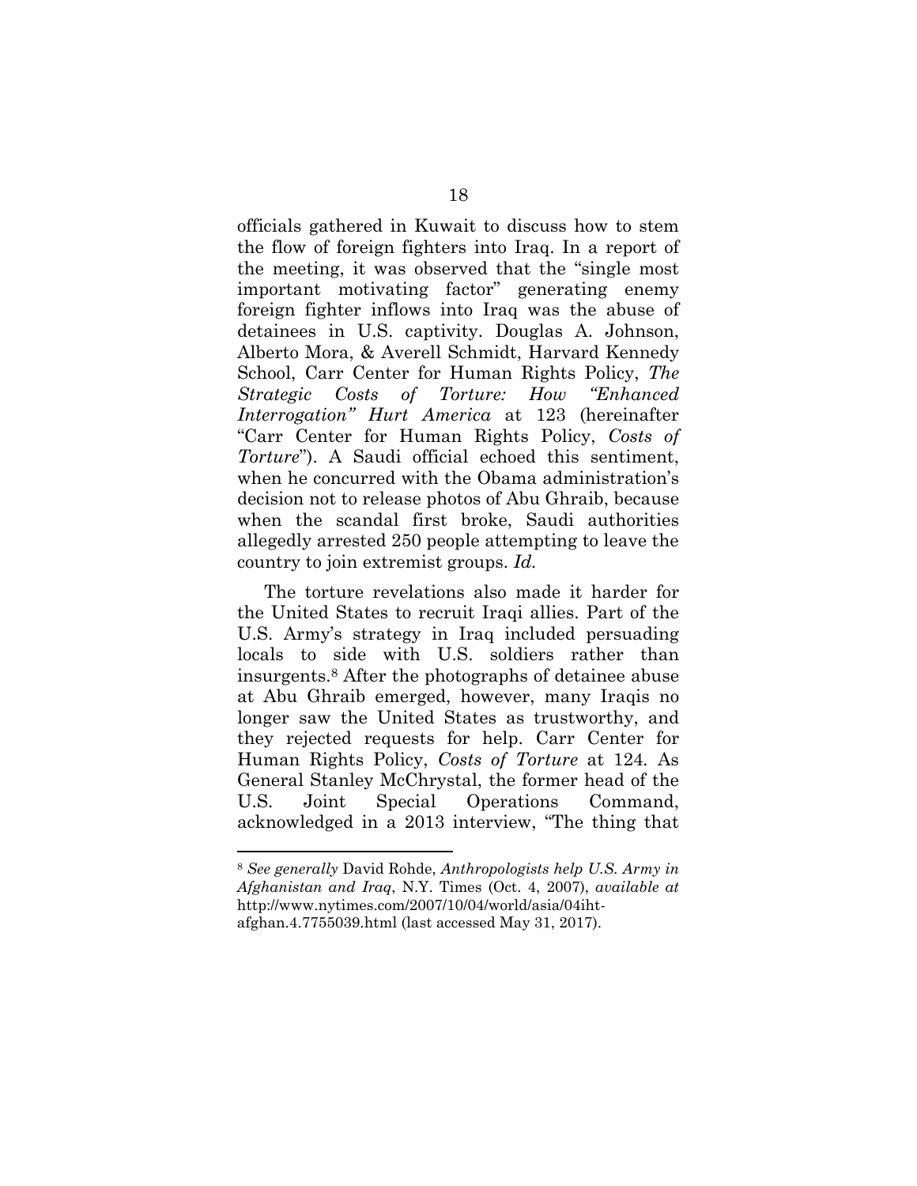officials gathered in Kuwait to discuss how to stem the flow of foreign fighters into Iraq. In a report of the meeting, it was observed that the "single most important motivating factor" generating enemy foreign fighter inflows into Iraq was the abuse of detainees in U.S. captivity. Douglas A. Johnson, Alberto Mora, & Averell Schmidt, Harvard Kennedy School, Carr Center for Human Rights Policy, *The Strategic Costs of Torture: How "Enhanced Interrogation" Hurt America* at 123 (hereinafter "Carr Center for Human Rights Policy, *Costs of Torture*"). A Saudi official echoed this sentiment, when he concurred with the Obama administration's decision not to release photos of Abu Ghraib, because when the scandal first broke, Saudi authorities allegedly arrested 250 people attempting to leave the country to join extremist groups. *Id.*

The torture revelations also made it harder for the United States to recruit Iraqi allies. Part of the U.S. Army's strategy in Iraq included persuading locals to side with U.S. soldiers rather than insurgents.[8] After the photographs of detainee abuse at Abu Ghraib emerged, however, many Iraqis no longer saw the United States as trustworthy, and they rejected requests for help. Carr Center for Human Rights Policy, *Costs of Torture* at 124. As General Stanley McChrystal, the former head of the U.S. Joint Special Operations Command, acknowledged in a 2013 interview, "The thing that

---

[8] *See generally* David Rohde, *Anthropologists help U.S. Army in Afghanistan and Iraq*, N.Y. Times (Oct. 4, 2007), *available at* http://www.nytimes.com/2007/10/04/world/asia/04iht-afghan.4.7755039.html (last accessed May 31, 2017).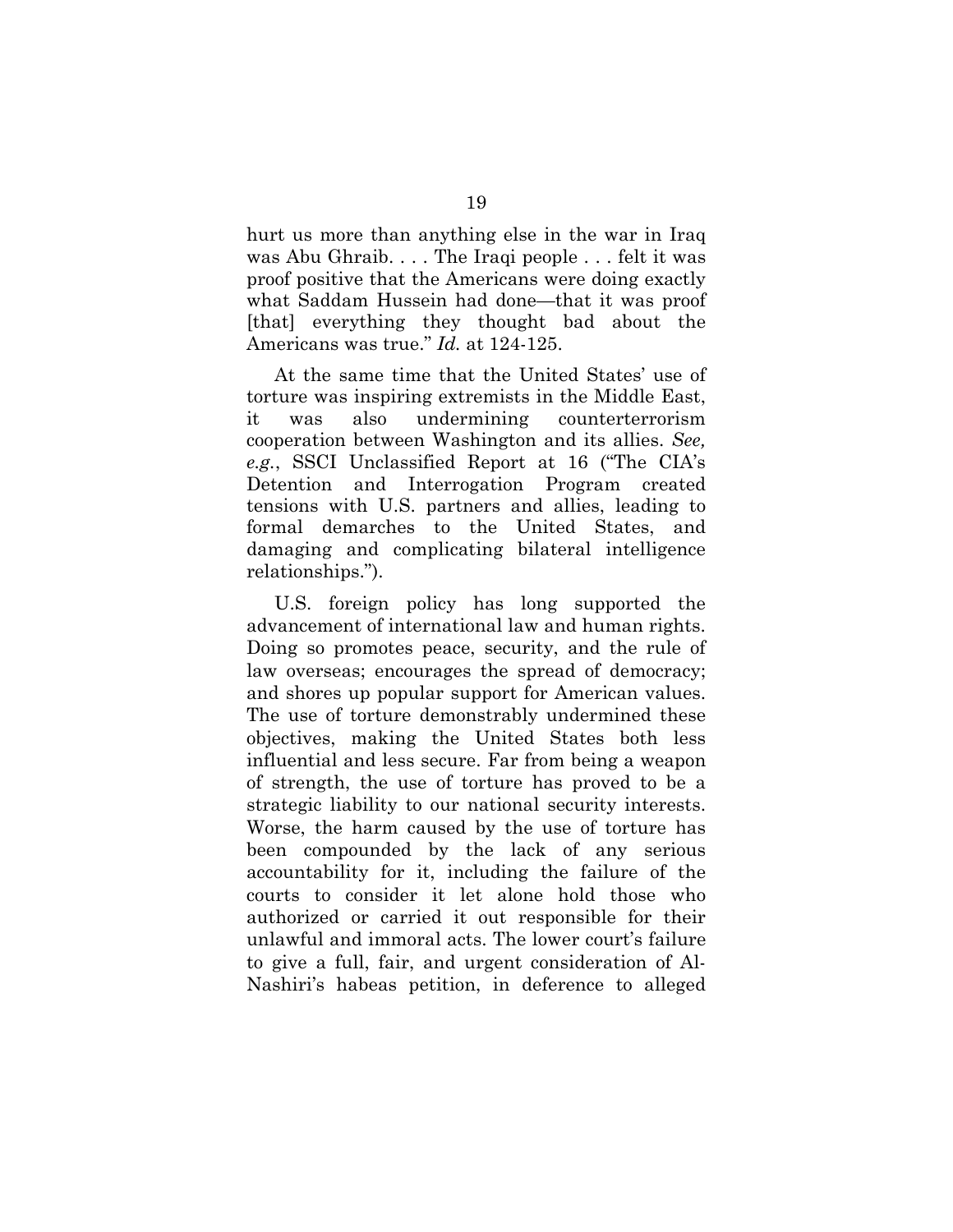hurt us more than anything else in the war in Iraq was Abu Ghraib. . . . The Iraqi people . . . felt it was proof positive that the Americans were doing exactly what Saddam Hussein had done—that it was proof [that] everything they thought bad about the Americans was true." *Id.* at 124-125.

At the same time that the United States' use of torture was inspiring extremists in the Middle East, it was also undermining counterterrorism cooperation between Washington and its allies. *See, e.g.*, SSCI Unclassified Report at 16 ("The CIA's Detention and Interrogation Program created tensions with U.S. partners and allies, leading to formal demarches to the United States, and damaging and complicating bilateral intelligence relationships.").

U.S. foreign policy has long supported the advancement of international law and human rights. Doing so promotes peace, security, and the rule of law overseas; encourages the spread of democracy; and shores up popular support for American values. The use of torture demonstrably undermined these objectives, making the United States both less influential and less secure. Far from being a weapon of strength, the use of torture has proved to be a strategic liability to our national security interests. Worse, the harm caused by the use of torture has been compounded by the lack of any serious accountability for it, including the failure of the courts to consider it let alone hold those who authorized or carried it out responsible for their unlawful and immoral acts. The lower court's failure to give a full, fair, and urgent consideration of Al-Nashiri's habeas petition, in deference to alleged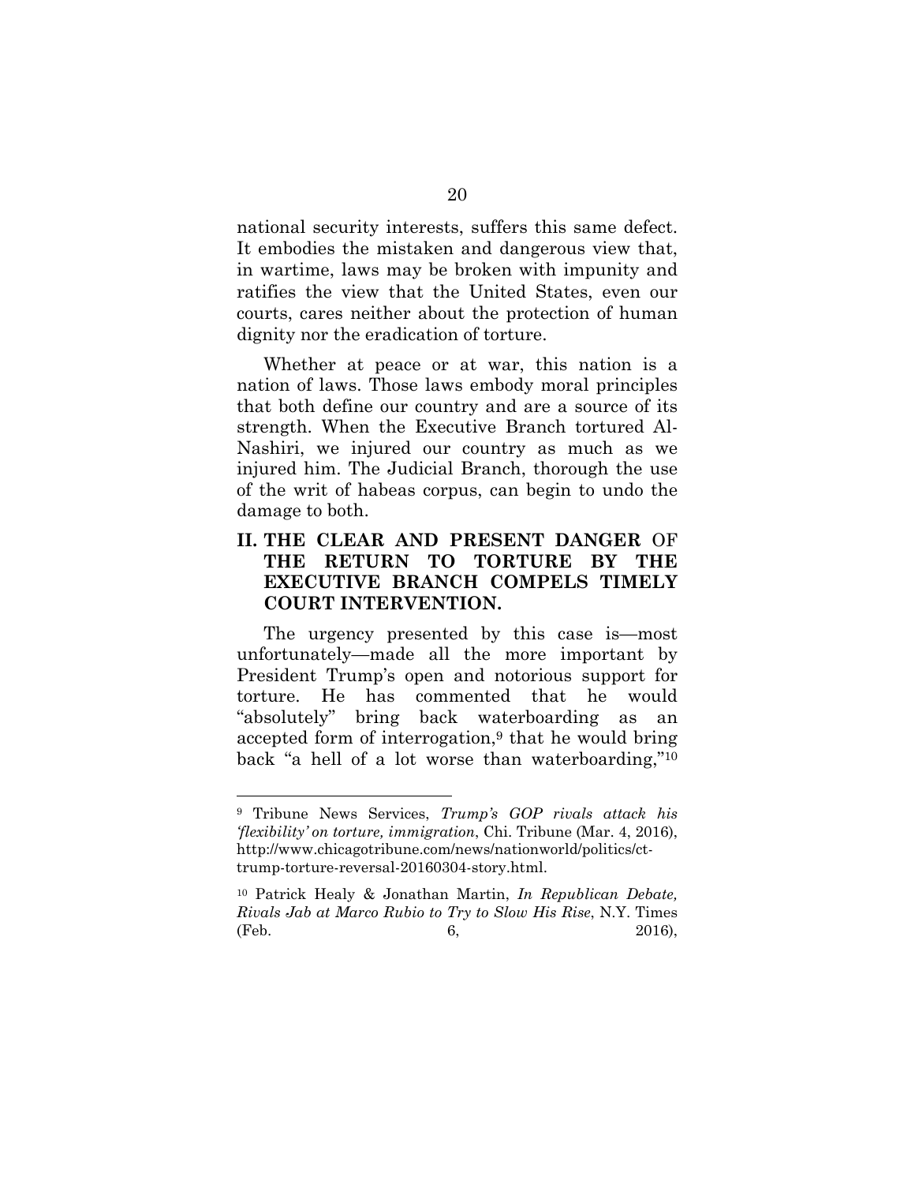national security interests, suffers this same defect. It embodies the mistaken and dangerous view that, in wartime, laws may be broken with impunity and ratifies the view that the United States, even our courts, cares neither about the protection of human dignity nor the eradication of torture.

Whether at peace or at war, this nation is a nation of laws. Those laws embody moral principles that both define our country and are a source of its strength. When the Executive Branch tortured Al-Nashiri, we injured our country as much as we injured him. The Judicial Branch, thorough the use of the writ of habeas corpus, can begin to undo the damage to both.

## II. THE CLEAR AND PRESENT DANGER OF THE RETURN TO TORTURE BY THE EXECUTIVE BRANCH COMPELS TIMELY COURT INTERVENTION.

The urgency presented by this case is—most unfortunately—made all the more important by President Trump's open and notorious support for torture. He has commented that he would "absolutely" bring back waterboarding as an accepted form of interrogation,[9] that he would bring back "a hell of a lot worse than waterboarding,"[10]

---

[9] Tribune News Services, *Trump's GOP rivals attack his 'flexibility' on torture, immigration*, Chi. Tribune (Mar. 4, 2016), http://www.chicagotribune.com/news/nationworld/politics/ct-trump-torture-reversal-20160304-story.html.

[10] Patrick Healy & Jonathan Martin, *In Republican Debate, Rivals Jab at Marco Rubio to Try to Slow His Rise*, N.Y. Times (Feb. 6, 2016),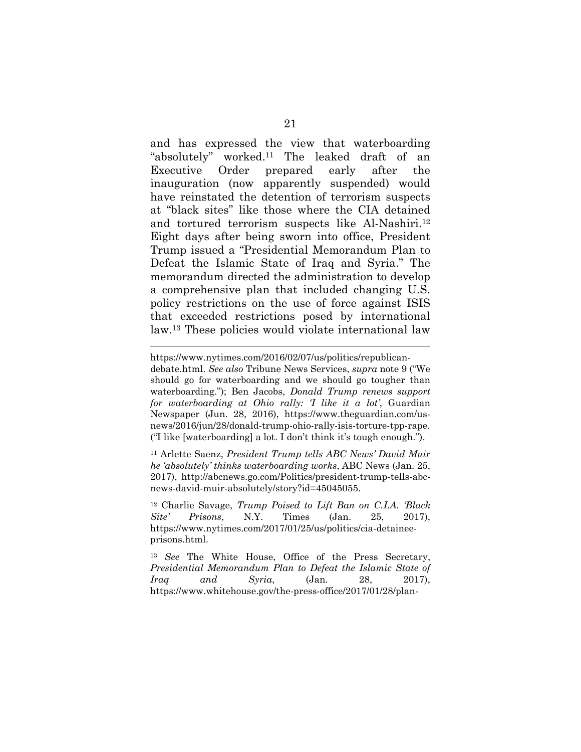and has expressed the view that waterboarding "absolutely" worked.[11] The leaked draft of an Executive Order prepared early after the inauguration (now apparently suspended) would have reinstated the detention of terrorism suspects at "black sites" like those where the CIA detained and tortured terrorism suspects like Al-Nashiri.[12] Eight days after being sworn into office, President Trump issued a "Presidential Memorandum Plan to Defeat the Islamic State of Iraq and Syria." The memorandum directed the administration to develop a comprehensive plan that included changing U.S. policy restrictions on the use of force against ISIS that exceeded restrictions posed by international law.[13] These policies would violate international law

---

https://www.nytimes.com/2016/02/07/us/politics/republican-debate.html. *See also* Tribune News Services, *supra* note 9 ("We should go for waterboarding and we should go tougher than waterboarding."); Ben Jacobs, *Donald Trump renews support for waterboarding at Ohio rally: 'I like it a lot'*, Guardian Newspaper (Jun. 28, 2016), https://www.theguardian.com/us-news/2016/jun/28/donald-trump-ohio-rally-isis-torture-tpp-rape. ("I like [waterboarding] a lot. I don't think it's tough enough.").

[11] Arlette Saenz, *President Trump tells ABC News' David Muir he 'absolutely' thinks waterboarding works*, ABC News (Jan. 25, 2017), http://abcnews.go.com/Politics/president-trump-tells-abc-news-david-muir-absolutely/story?id=45045055.

[12] Charlie Savage, *Trump Poised to Lift Ban on C.I.A. 'Black Site' Prisons*, N.Y. Times (Jan. 25, 2017), https://www.nytimes.com/2017/01/25/us/politics/cia-detainee-prisons.html.

[13] *See* The White House, Office of the Press Secretary, *Presidential Memorandum Plan to Defeat the Islamic State of Iraq and Syria*, (Jan. 28, 2017), https://www.whitehouse.gov/the-press-office/2017/01/28/plan-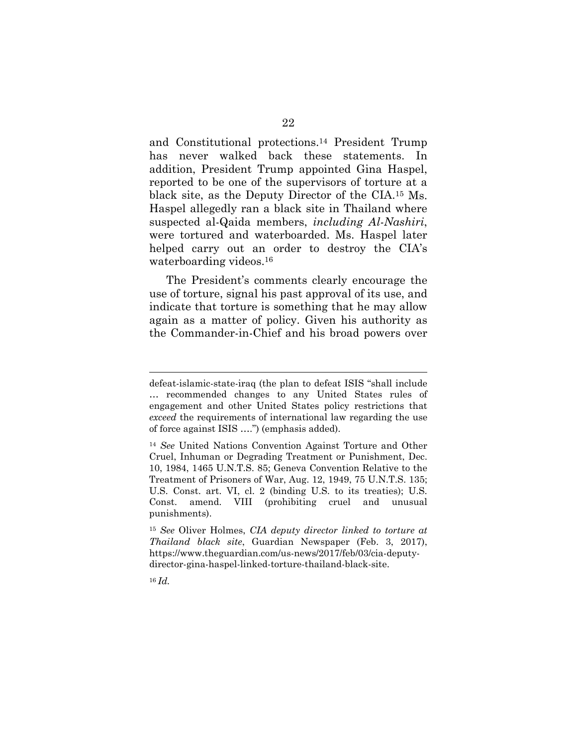and Constitutional protections.[14] President Trump has never walked back these statements. In addition, President Trump appointed Gina Haspel, reported to be one of the supervisors of torture at a black site, as the Deputy Director of the CIA.[15] Ms. Haspel allegedly ran a black site in Thailand where suspected al-Qaida members, *including Al-Nashiri*, were tortured and waterboarded. Ms. Haspel later helped carry out an order to destroy the CIA's waterboarding videos.[16]

The President's comments clearly encourage the use of torture, signal his past approval of its use, and indicate that torture is something that he may allow again as a matter of policy. Given his authority as the Commander-in-Chief and his broad powers over

---

defeat-islamic-state-iraq (the plan to defeat ISIS "shall include … recommended changes to any United States rules of engagement and other United States policy restrictions that *exceed* the requirements of international law regarding the use of force against ISIS ….") (emphasis added).

[14] *See* United Nations Convention Against Torture and Other Cruel, Inhuman or Degrading Treatment or Punishment, Dec. 10, 1984, 1465 U.N.T.S. 85; Geneva Convention Relative to the Treatment of Prisoners of War, Aug. 12, 1949, 75 U.N.T.S. 135; U.S. Const. art. VI, cl. 2 (binding U.S. to its treaties); U.S. Const. amend. VIII (prohibiting cruel and unusual punishments).

[15] *See* Oliver Holmes, *CIA deputy director linked to torture at Thailand black site*, Guardian Newspaper (Feb. 3, 2017), https://www.theguardian.com/us-news/2017/feb/03/cia-deputy-director-gina-haspel-linked-torture-thailand-black-site.

[16] *Id.*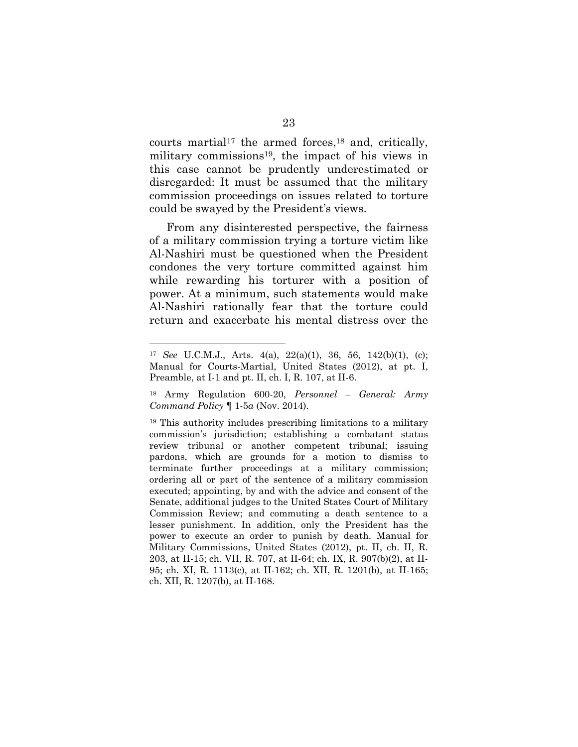courts martial[17] the armed forces,[18] and, critically, military commissions[19], the impact of his views in this case cannot be prudently underestimated or disregarded: It must be assumed that the military commission proceedings on issues related to torture could be swayed by the President's views.

From any disinterested perspective, the fairness of a military commission trying a torture victim like Al-Nashiri must be questioned when the President condones the very torture committed against him while rewarding his torturer with a position of power. At a minimum, such statements would make Al-Nashiri rationally fear that the torture could return and exacerbate his mental distress over the

---

[17] *See* U.C.M.J., Arts. 4(a), 22(a)(1), 36, 56, 142(b)(1), (c); Manual for Courts-Martial, United States (2012), at pt. I, Preamble, at I-1 and pt. II, ch. I, R. 107, at II-6.

[18] Army Regulation 600-20, *Personnel – General: Army Command Policy* ¶ 1-5*a* (Nov. 2014).

[19] This authority includes prescribing limitations to a military commission's jurisdiction; establishing a combatant status review tribunal or another competent tribunal; issuing pardons, which are grounds for a motion to dismiss to terminate further proceedings at a military commission; ordering all or part of the sentence of a military commission executed; appointing, by and with the advice and consent of the Senate, additional judges to the United States Court of Military Commission Review; and commuting a death sentence to a lesser punishment. In addition, only the President has the power to execute an order to punish by death. Manual for Military Commissions, United States (2012), pt. II, ch. II, R. 203, at II-15; ch. VII, R. 707, at II-64; ch. IX, R. 907(b)(2), at II-95; ch. XI, R. 1113(c), at II-162; ch. XII, R. 1201(b), at II-165; ch. XII, R. 1207(b), at II-168.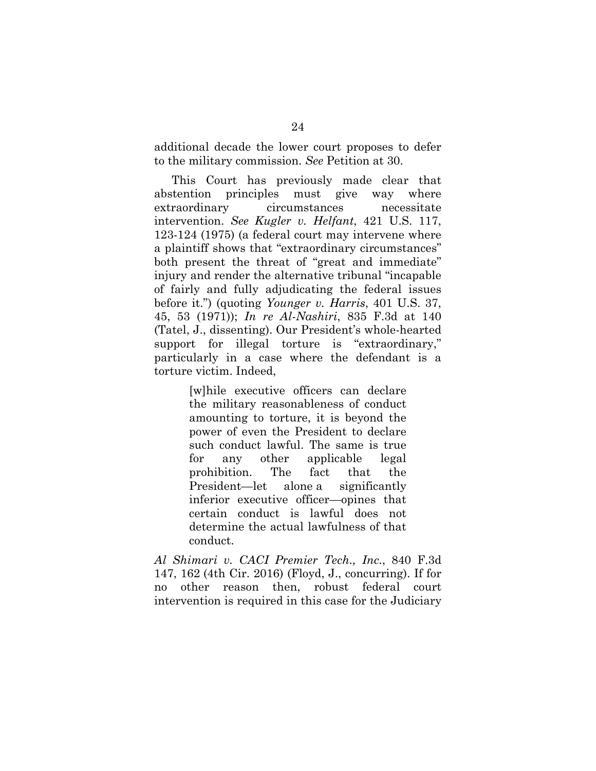additional decade the lower court proposes to defer to the military commission. *See* Petition at 30.

This Court has previously made clear that abstention principles must give way where extraordinary circumstances necessitate intervention. *See Kugler v. Helfant*, 421 U.S. 117, 123-124 (1975) (a federal court may intervene where a plaintiff shows that "extraordinary circumstances" both present the threat of "great and immediate" injury and render the alternative tribunal "incapable of fairly and fully adjudicating the federal issues before it.") (quoting *Younger v. Harris*, 401 U.S. 37, 45, 53 (1971)); *In re Al-Nashiri*, 835 F.3d at 140 (Tatel, J., dissenting). Our President's whole-hearted support for illegal torture is "extraordinary," particularly in a case where the defendant is a torture victim. Indeed,

> [w]hile executive officers can declare the military reasonableness of conduct amounting to torture, it is beyond the power of even the President to declare such conduct lawful. The same is true for any other applicable legal prohibition. The fact that the President—let alone a significantly inferior executive officer—opines that certain conduct is lawful does not determine the actual lawfulness of that conduct.

*Al Shimari v. CACI Premier Tech., Inc.*, 840 F.3d 147, 162 (4th Cir. 2016) (Floyd, J., concurring). If for no other reason then, robust federal court intervention is required in this case for the Judiciary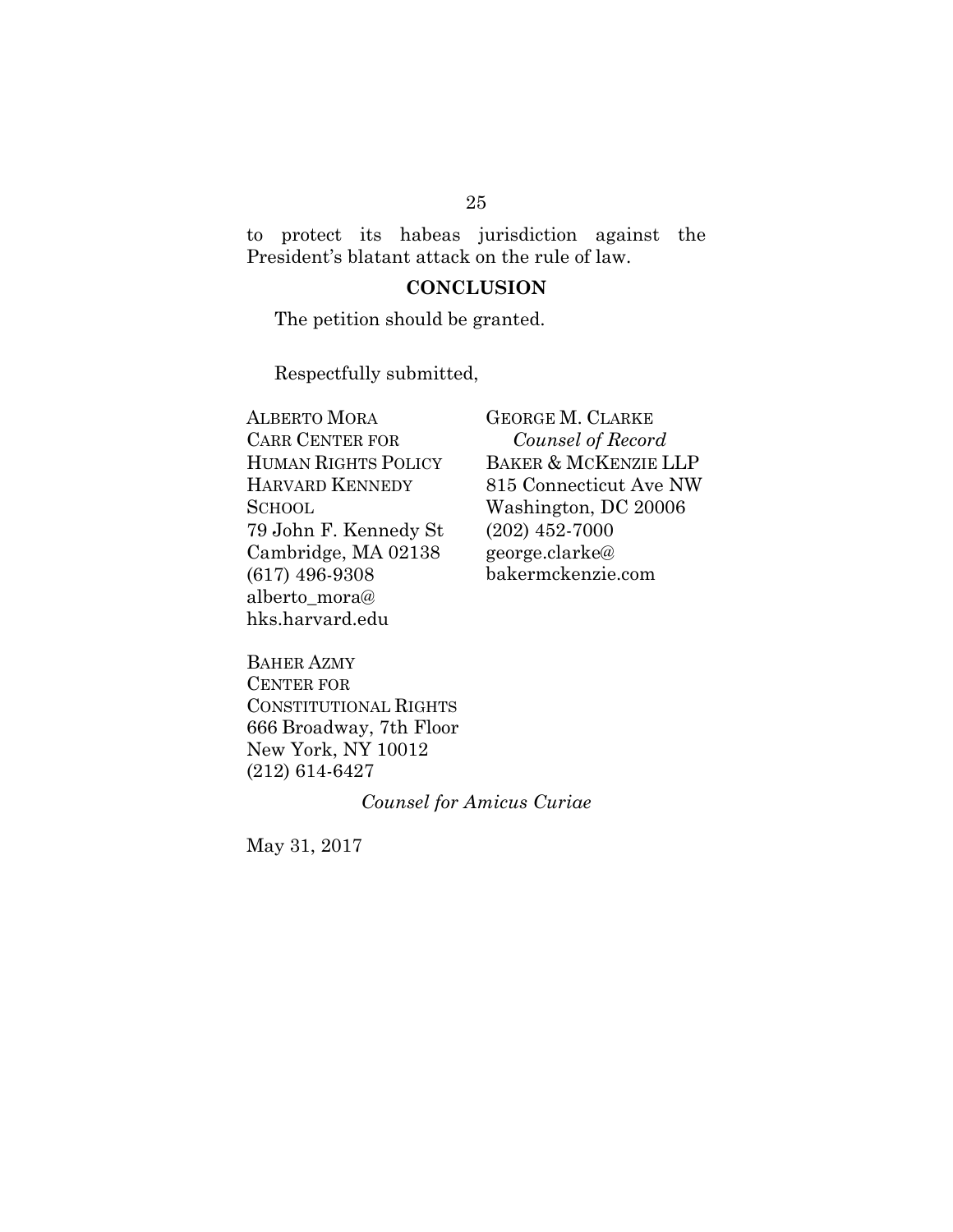to protect its habeas jurisdiction against the President's blatant attack on the rule of law.

## CONCLUSION

The petition should be granted.

Respectfully submitted,

GEORGE M. CLARKE
*Counsel of Record*
BAKER & MCKENZIE LLP
815 Connecticut Ave NW
Washington, DC 20006
(202) 452-7000
george.clarke@bakermckenzie.com

ALBERTO MORA
CARR CENTER FOR HUMAN RIGHTS POLICY
HARVARD KENNEDY SCHOOL
79 John F. Kennedy St
Cambridge, MA 02138
(617) 496-9308
alberto_mora@hks.harvard.edu

BAHER AZMY
CENTER FOR CONSTITUTIONAL RIGHTS
666 Broadway, 7th Floor
New York, NY 10012
(212) 614-6427

*Counsel for Amicus Curiae*

May 31, 2017